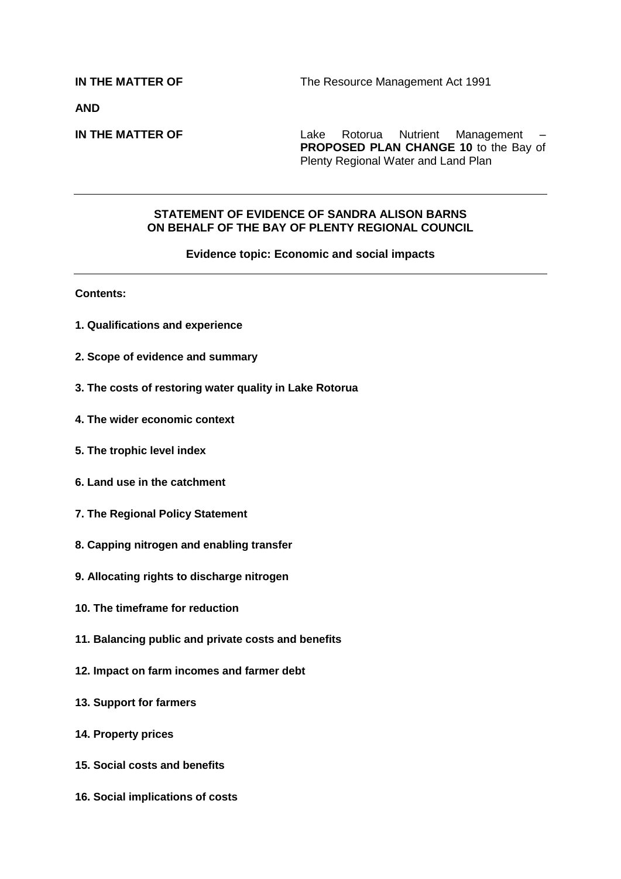**IN THE MATTER OF** The Resource Management Act 1991

**AND**

**IN THE MATTER OF** Lake Rotorua Nutrient Management – **PROPOSED PLAN CHANGE 10** to the Bay of Plenty Regional Water and Land Plan

---

**STATEMENT OF EVIDENCE OF SANDRA ALISON BARNS ON BEHALF OF THE BAY OF PLENTY REGIONAL COUNCIL**

**Evidence topic: Economic and social impacts**

---

**Contents:**

**1. Qualifications and experience**

**2. Scope of evidence and summary**

**3. The costs of restoring water quality in Lake Rotorua**

**4. The wider economic context**

**5. The trophic level index**

**6. Land use in the catchment**

**7. The Regional Policy Statement**

**8. Capping nitrogen and enabling transfer**

**9. Allocating rights to discharge nitrogen**

**10. The timeframe for reduction**

**11. Balancing public and private costs and benefits**

**12. Impact on farm incomes and farmer debt**

**13. Support for farmers**

**14. Property prices**

**15. Social costs and benefits**

**16. Social implications of costs**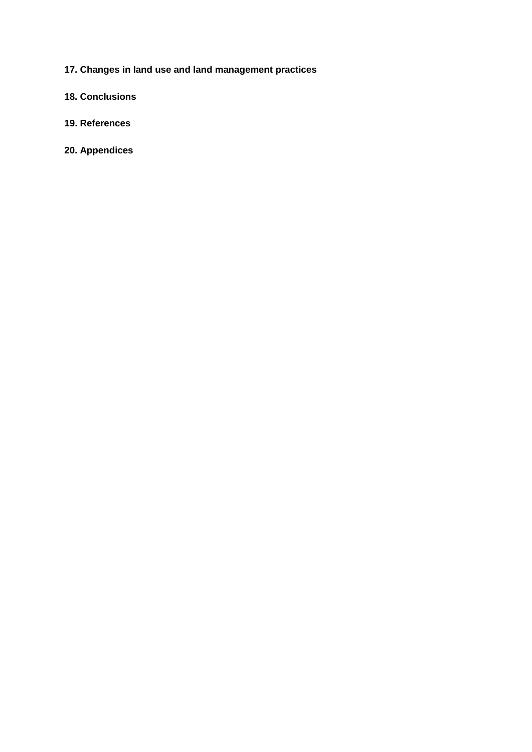**17. Changes in land use and land management practices**

**18. Conclusions**

**19. References**

**20. Appendices**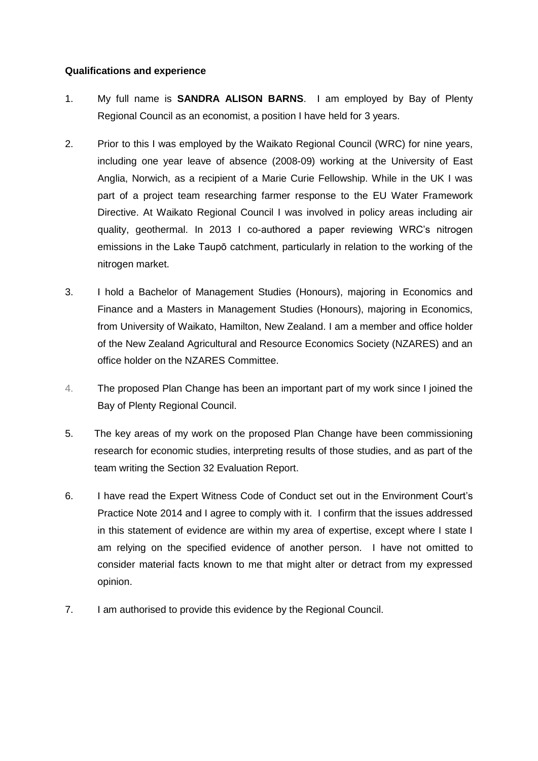**Qualifications and experience**

1. My full name is **SANDRA ALISON BARNS**. I am employed by Bay of Plenty Regional Council as an economist, a position I have held for 3 years.

2. Prior to this I was employed by the Waikato Regional Council (WRC) for nine years, including one year leave of absence (2008-09) working at the University of East Anglia, Norwich, as a recipient of a Marie Curie Fellowship. While in the UK I was part of a project team researching farmer response to the EU Water Framework Directive. At Waikato Regional Council I was involved in policy areas including air quality, geothermal. In 2013 I co-authored a paper reviewing WRC's nitrogen emissions in the Lake Taupō catchment, particularly in relation to the working of the nitrogen market.

3. I hold a Bachelor of Management Studies (Honours), majoring in Economics and Finance and a Masters in Management Studies (Honours), majoring in Economics, from University of Waikato, Hamilton, New Zealand. I am a member and office holder of the New Zealand Agricultural and Resource Economics Society (NZARES) and an office holder on the NZARES Committee.

4. The proposed Plan Change has been an important part of my work since I joined the Bay of Plenty Regional Council.

5. The key areas of my work on the proposed Plan Change have been commissioning research for economic studies, interpreting results of those studies, and as part of the team writing the Section 32 Evaluation Report.

6. I have read the Expert Witness Code of Conduct set out in the Environment Court's Practice Note 2014 and I agree to comply with it. I confirm that the issues addressed in this statement of evidence are within my area of expertise, except where I state I am relying on the specified evidence of another person. I have not omitted to consider material facts known to me that might alter or detract from my expressed opinion.

7. I am authorised to provide this evidence by the Regional Council.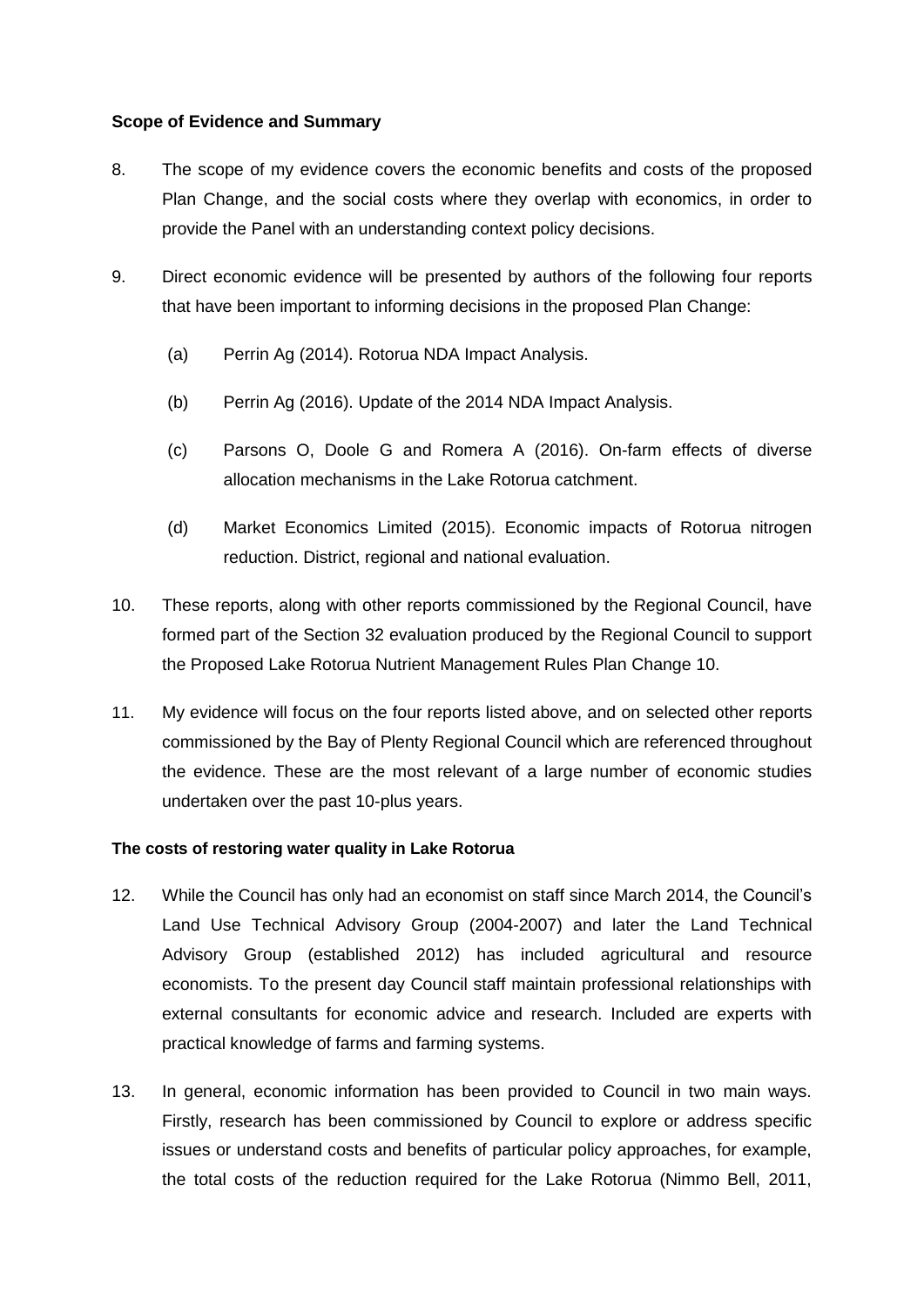**Scope of Evidence and Summary**

8. The scope of my evidence covers the economic benefits and costs of the proposed Plan Change, and the social costs where they overlap with economics, in order to provide the Panel with an understanding context policy decisions.

9. Direct economic evidence will be presented by authors of the following four reports that have been important to informing decisions in the proposed Plan Change:

   (a) Perrin Ag (2014). Rotorua NDA Impact Analysis.

   (b) Perrin Ag (2016). Update of the 2014 NDA Impact Analysis.

   (c) Parsons O, Doole G and Romera A (2016). On-farm effects of diverse allocation mechanisms in the Lake Rotorua catchment.

   (d) Market Economics Limited (2015). Economic impacts of Rotorua nitrogen reduction. District, regional and national evaluation.

10. These reports, along with other reports commissioned by the Regional Council, have formed part of the Section 32 evaluation produced by the Regional Council to support the Proposed Lake Rotorua Nutrient Management Rules Plan Change 10.

11. My evidence will focus on the four reports listed above, and on selected other reports commissioned by the Bay of Plenty Regional Council which are referenced throughout the evidence. These are the most relevant of a large number of economic studies undertaken over the past 10-plus years.

**The costs of restoring water quality in Lake Rotorua**

12. While the Council has only had an economist on staff since March 2014, the Council's Land Use Technical Advisory Group (2004-2007) and later the Land Technical Advisory Group (established 2012) has included agricultural and resource economists. To the present day Council staff maintain professional relationships with external consultants for economic advice and research. Included are experts with practical knowledge of farms and farming systems.

13. In general, economic information has been provided to Council in two main ways. Firstly, research has been commissioned by Council to explore or address specific issues or understand costs and benefits of particular policy approaches, for example, the total costs of the reduction required for the Lake Rotorua (Nimmo Bell, 2011,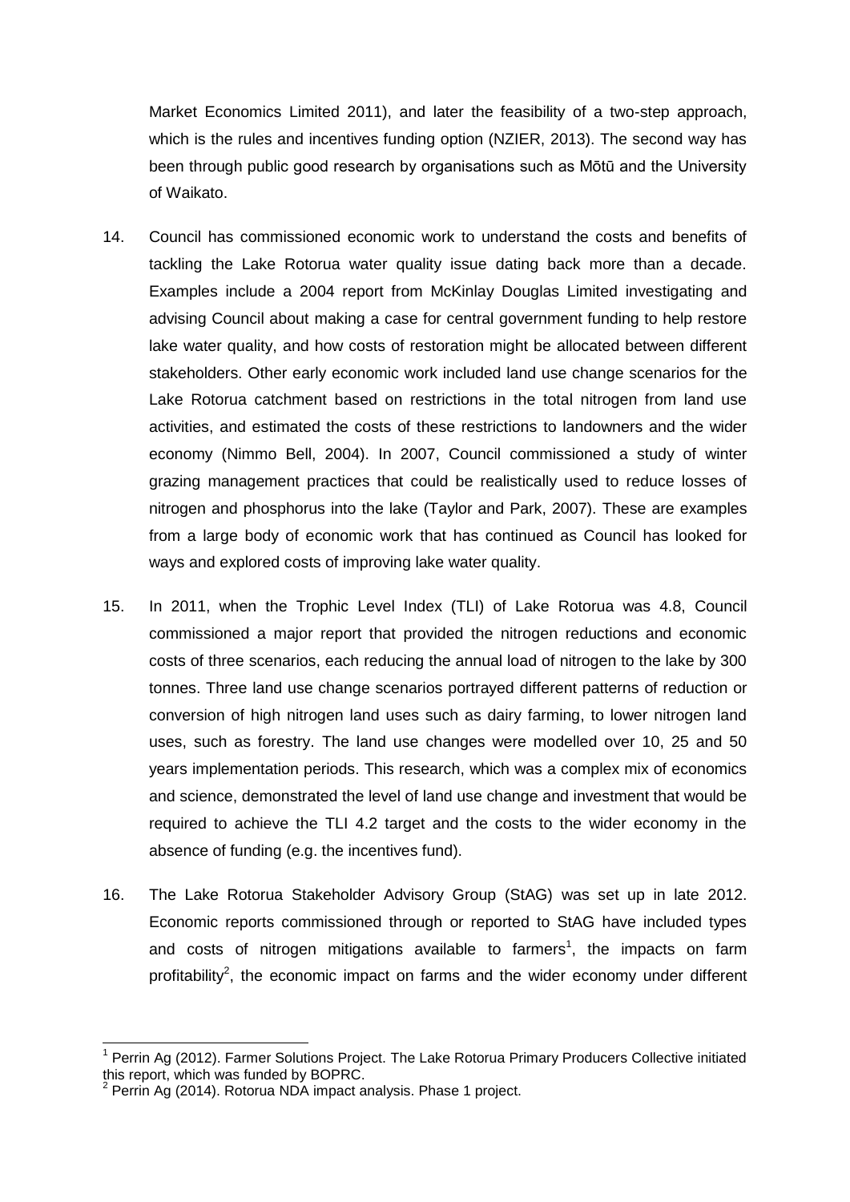Market Economics Limited 2011), and later the feasibility of a two-step approach, which is the rules and incentives funding option (NZIER, 2013). The second way has been through public good research by organisations such as Mōtū and the University of Waikato.

14. Council has commissioned economic work to understand the costs and benefits of tackling the Lake Rotorua water quality issue dating back more than a decade. Examples include a 2004 report from McKinlay Douglas Limited investigating and advising Council about making a case for central government funding to help restore lake water quality, and how costs of restoration might be allocated between different stakeholders. Other early economic work included land use change scenarios for the Lake Rotorua catchment based on restrictions in the total nitrogen from land use activities, and estimated the costs of these restrictions to landowners and the wider economy (Nimmo Bell, 2004). In 2007, Council commissioned a study of winter grazing management practices that could be realistically used to reduce losses of nitrogen and phosphorus into the lake (Taylor and Park, 2007). These are examples from a large body of economic work that has continued as Council has looked for ways and explored costs of improving lake water quality.

15. In 2011, when the Trophic Level Index (TLI) of Lake Rotorua was 4.8, Council commissioned a major report that provided the nitrogen reductions and economic costs of three scenarios, each reducing the annual load of nitrogen to the lake by 300 tonnes. Three land use change scenarios portrayed different patterns of reduction or conversion of high nitrogen land uses such as dairy farming, to lower nitrogen land uses, such as forestry. The land use changes were modelled over 10, 25 and 50 years implementation periods. This research, which was a complex mix of economics and science, demonstrated the level of land use change and investment that would be required to achieve the TLI 4.2 target and the costs to the wider economy in the absence of funding (e.g. the incentives fund).

16. The Lake Rotorua Stakeholder Advisory Group (StAG) was set up in late 2012. Economic reports commissioned through or reported to StAG have included types and costs of nitrogen mitigations available to farmers[1], the impacts on farm profitability[2], the economic impact on farms and the wider economy under different

[1] Perrin Ag (2012). Farmer Solutions Project. The Lake Rotorua Primary Producers Collective initiated this report, which was funded by BOPRC.

[2] Perrin Ag (2014). Rotorua NDA impact analysis. Phase 1 project.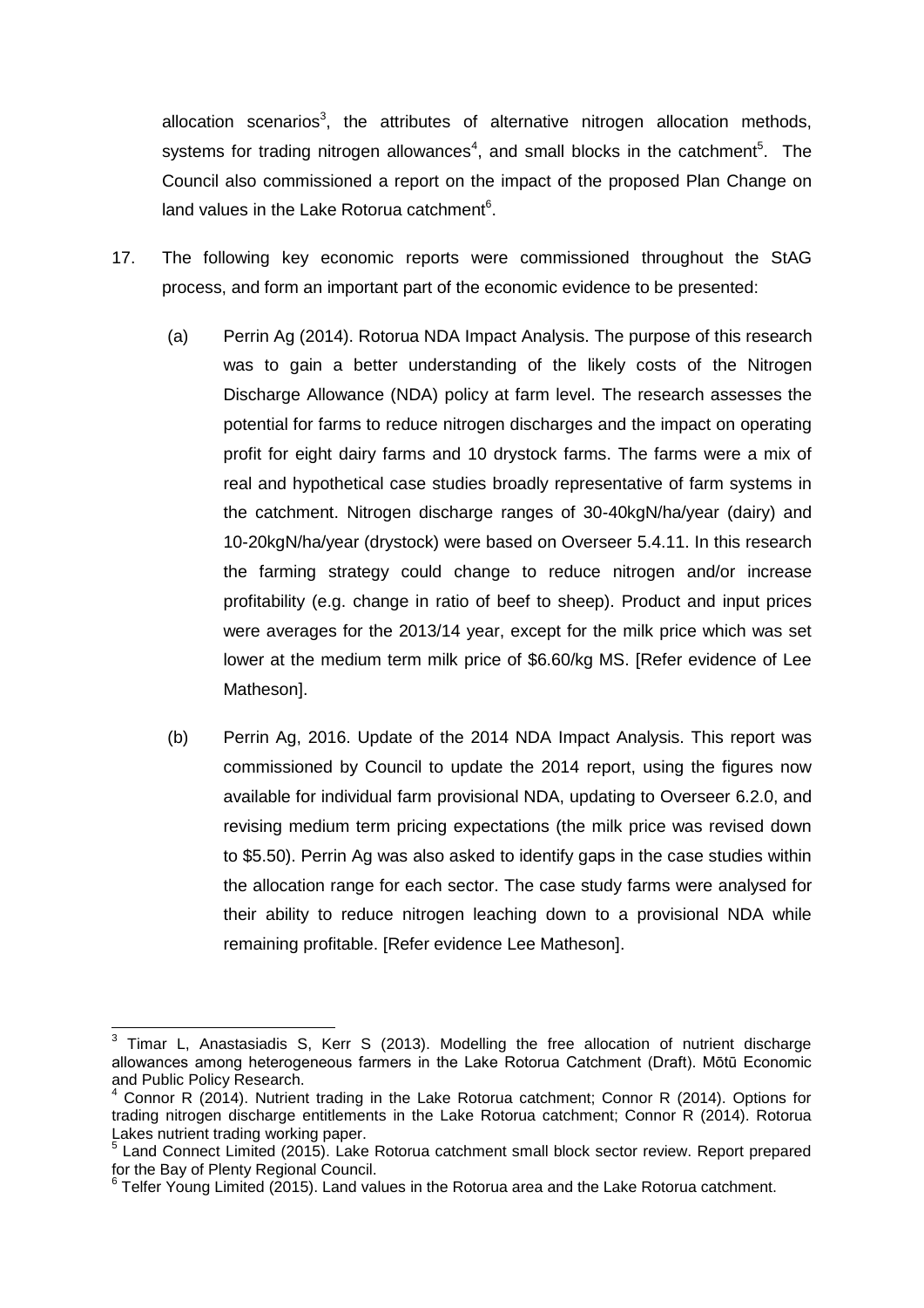allocation scenarios[3], the attributes of alternative nitrogen allocation methods, systems for trading nitrogen allowances[4], and small blocks in the catchment[5]. The Council also commissioned a report on the impact of the proposed Plan Change on land values in the Lake Rotorua catchment[6].

17. The following key economic reports were commissioned throughout the StAG process, and form an important part of the economic evidence to be presented:

    (a) Perrin Ag (2014). Rotorua NDA Impact Analysis. The purpose of this research was to gain a better understanding of the likely costs of the Nitrogen Discharge Allowance (NDA) policy at farm level. The research assesses the potential for farms to reduce nitrogen discharges and the impact on operating profit for eight dairy farms and 10 drystock farms. The farms were a mix of real and hypothetical case studies broadly representative of farm systems in the catchment. Nitrogen discharge ranges of 30-40kgN/ha/year (dairy) and 10-20kgN/ha/year (drystock) were based on Overseer 5.4.11. In this research the farming strategy could change to reduce nitrogen and/or increase profitability (e.g. change in ratio of beef to sheep). Product and input prices were averages for the 2013/14 year, except for the milk price which was set lower at the medium term milk price of $6.60/kg MS. [Refer evidence of Lee Matheson].

    (b) Perrin Ag, 2016. Update of the 2014 NDA Impact Analysis. This report was commissioned by Council to update the 2014 report, using the figures now available for individual farm provisional NDA, updating to Overseer 6.2.0, and revising medium term pricing expectations (the milk price was revised down to $5.50). Perrin Ag was also asked to identify gaps in the case studies within the allocation range for each sector. The case study farms were analysed for their ability to reduce nitrogen leaching down to a provisional NDA while remaining profitable. [Refer evidence Lee Matheson].

---

[3] Timar L, Anastasiadis S, Kerr S (2013). Modelling the free allocation of nutrient discharge allowances among heterogeneous farmers in the Lake Rotorua Catchment (Draft). Mōtū Economic and Public Policy Research.

[4] Connor R (2014). Nutrient trading in the Lake Rotorua catchment; Connor R (2014). Options for trading nitrogen discharge entitlements in the Lake Rotorua catchment; Connor R (2014). Rotorua Lakes nutrient trading working paper.

[5] Land Connect Limited (2015). Lake Rotorua catchment small block sector review. Report prepared for the Bay of Plenty Regional Council.

[6] Telfer Young Limited (2015). Land values in the Rotorua area and the Lake Rotorua catchment.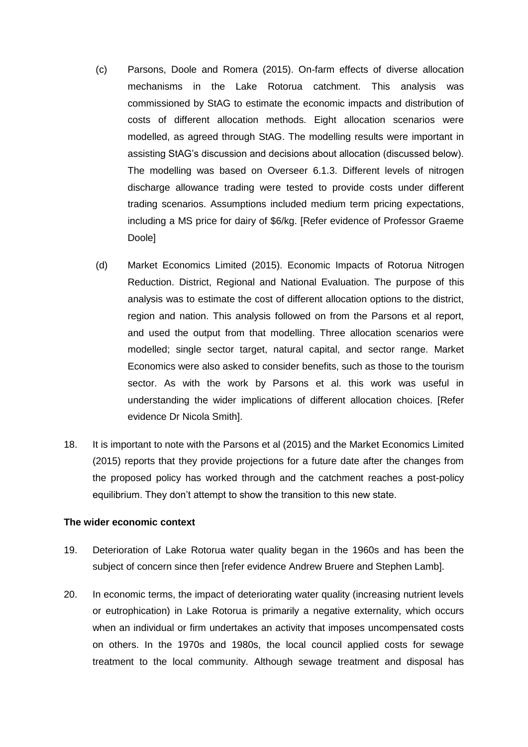(c) Parsons, Doole and Romera (2015). On-farm effects of diverse allocation mechanisms in the Lake Rotorua catchment. This analysis was commissioned by StAG to estimate the economic impacts and distribution of costs of different allocation methods. Eight allocation scenarios were modelled, as agreed through StAG. The modelling results were important in assisting StAG's discussion and decisions about allocation (discussed below). The modelling was based on Overseer 6.1.3. Different levels of nitrogen discharge allowance trading were tested to provide costs under different trading scenarios. Assumptions included medium term pricing expectations, including a MS price for dairy of $6/kg. [Refer evidence of Professor Graeme Doole]

(d) Market Economics Limited (2015). Economic Impacts of Rotorua Nitrogen Reduction. District, Regional and National Evaluation. The purpose of this analysis was to estimate the cost of different allocation options to the district, region and nation. This analysis followed on from the Parsons et al report, and used the output from that modelling. Three allocation scenarios were modelled; single sector target, natural capital, and sector range. Market Economics were also asked to consider benefits, such as those to the tourism sector. As with the work by Parsons et al. this work was useful in understanding the wider implications of different allocation choices. [Refer evidence Dr Nicola Smith].

18. It is important to note with the Parsons et al (2015) and the Market Economics Limited (2015) reports that they provide projections for a future date after the changes from the proposed policy has worked through and the catchment reaches a post-policy equilibrium. They don't attempt to show the transition to this new state.

**The wider economic context**

19. Deterioration of Lake Rotorua water quality began in the 1960s and has been the subject of concern since then [refer evidence Andrew Bruere and Stephen Lamb].

20. In economic terms, the impact of deteriorating water quality (increasing nutrient levels or eutrophication) in Lake Rotorua is primarily a negative externality, which occurs when an individual or firm undertakes an activity that imposes uncompensated costs on others. In the 1970s and 1980s, the local council applied costs for sewage treatment to the local community. Although sewage treatment and disposal has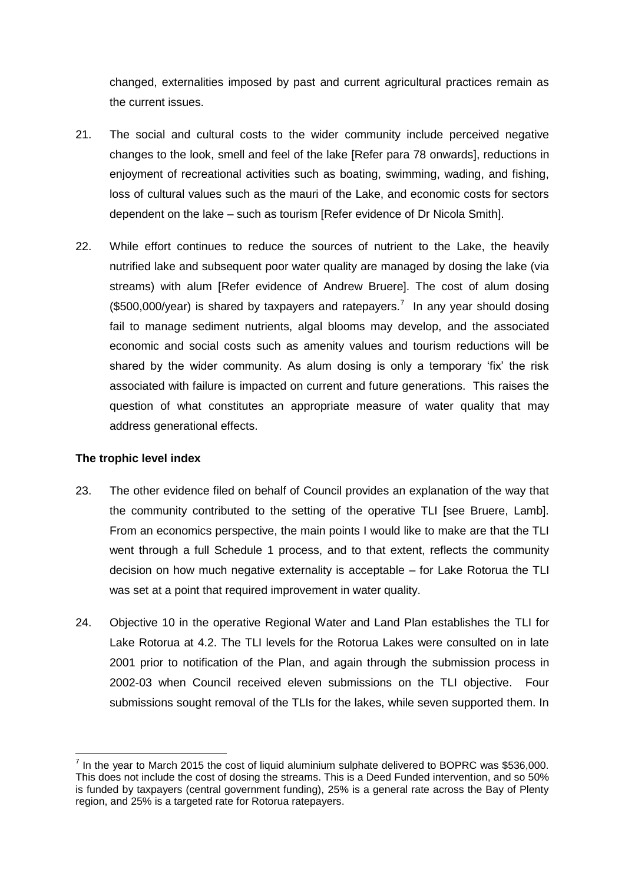changed, externalities imposed by past and current agricultural practices remain as the current issues.

21. The social and cultural costs to the wider community include perceived negative changes to the look, smell and feel of the lake [Refer para 78 onwards], reductions in enjoyment of recreational activities such as boating, swimming, wading, and fishing, loss of cultural values such as the mauri of the Lake, and economic costs for sectors dependent on the lake – such as tourism [Refer evidence of Dr Nicola Smith].

22. While effort continues to reduce the sources of nutrient to the Lake, the heavily nutrified lake and subsequent poor water quality are managed by dosing the lake (via streams) with alum [Refer evidence of Andrew Bruere]. The cost of alum dosing ($500,000/year) is shared by taxpayers and ratepayers.[7] In any year should dosing fail to manage sediment nutrients, algal blooms may develop, and the associated economic and social costs such as amenity values and tourism reductions will be shared by the wider community. As alum dosing is only a temporary 'fix' the risk associated with failure is impacted on current and future generations. This raises the question of what constitutes an appropriate measure of water quality that may address generational effects.

**The trophic level index**

23. The other evidence filed on behalf of Council provides an explanation of the way that the community contributed to the setting of the operative TLI [see Bruere, Lamb]. From an economics perspective, the main points I would like to make are that the TLI went through a full Schedule 1 process, and to that extent, reflects the community decision on how much negative externality is acceptable – for Lake Rotorua the TLI was set at a point that required improvement in water quality.

24. Objective 10 in the operative Regional Water and Land Plan establishes the TLI for Lake Rotorua at 4.2. The TLI levels for the Rotorua Lakes were consulted on in late 2001 prior to notification of the Plan, and again through the submission process in 2002-03 when Council received eleven submissions on the TLI objective. Four submissions sought removal of the TLIs for the lakes, while seven supported them. In

---

[7] In the year to March 2015 the cost of liquid aluminium sulphate delivered to BOPRC was $536,000. This does not include the cost of dosing the streams. This is a Deed Funded intervention, and so 50% is funded by taxpayers (central government funding), 25% is a general rate across the Bay of Plenty region, and 25% is a targeted rate for Rotorua ratepayers.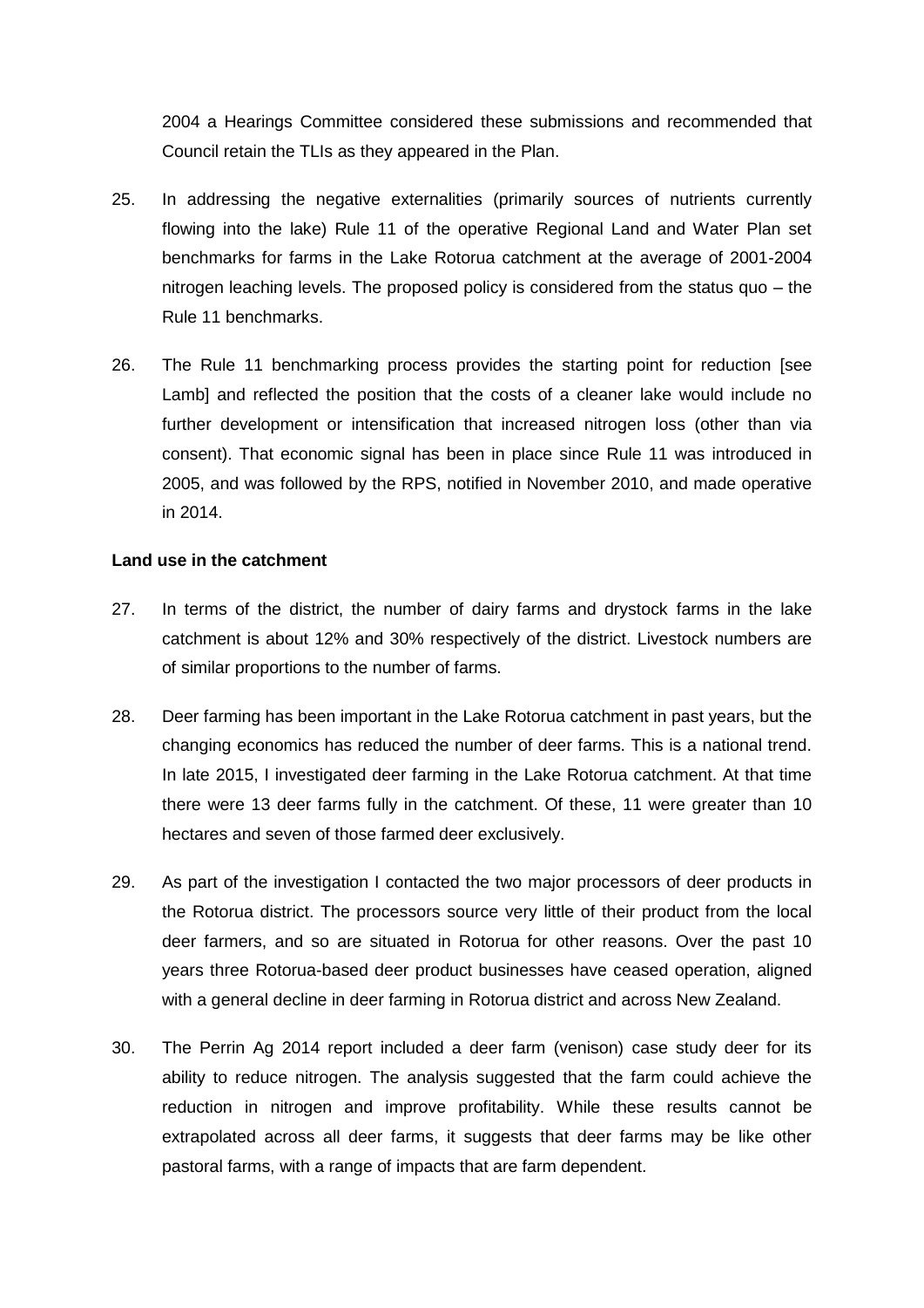2004 a Hearings Committee considered these submissions and recommended that Council retain the TLIs as they appeared in the Plan.

25. In addressing the negative externalities (primarily sources of nutrients currently flowing into the lake) Rule 11 of the operative Regional Land and Water Plan set benchmarks for farms in the Lake Rotorua catchment at the average of 2001-2004 nitrogen leaching levels. The proposed policy is considered from the status quo – the Rule 11 benchmarks.

26. The Rule 11 benchmarking process provides the starting point for reduction [see Lamb] and reflected the position that the costs of a cleaner lake would include no further development or intensification that increased nitrogen loss (other than via consent). That economic signal has been in place since Rule 11 was introduced in 2005, and was followed by the RPS, notified in November 2010, and made operative in 2014.

**Land use in the catchment**

27. In terms of the district, the number of dairy farms and drystock farms in the lake catchment is about 12% and 30% respectively of the district. Livestock numbers are of similar proportions to the number of farms.

28. Deer farming has been important in the Lake Rotorua catchment in past years, but the changing economics has reduced the number of deer farms. This is a national trend. In late 2015, I investigated deer farming in the Lake Rotorua catchment. At that time there were 13 deer farms fully in the catchment. Of these, 11 were greater than 10 hectares and seven of those farmed deer exclusively.

29. As part of the investigation I contacted the two major processors of deer products in the Rotorua district. The processors source very little of their product from the local deer farmers, and so are situated in Rotorua for other reasons. Over the past 10 years three Rotorua-based deer product businesses have ceased operation, aligned with a general decline in deer farming in Rotorua district and across New Zealand.

30. The Perrin Ag 2014 report included a deer farm (venison) case study deer for its ability to reduce nitrogen. The analysis suggested that the farm could achieve the reduction in nitrogen and improve profitability. While these results cannot be extrapolated across all deer farms, it suggests that deer farms may be like other pastoral farms, with a range of impacts that are farm dependent.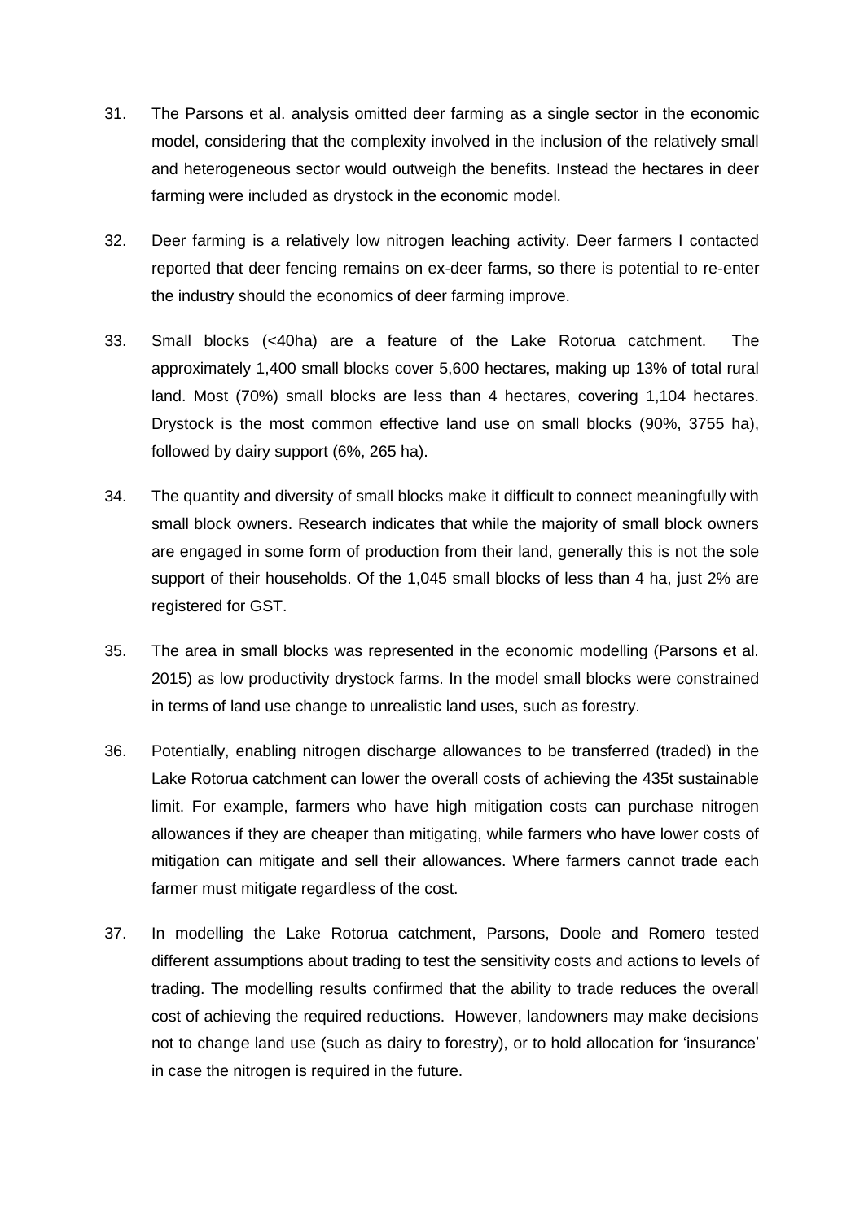31. The Parsons et al. analysis omitted deer farming as a single sector in the economic model, considering that the complexity involved in the inclusion of the relatively small and heterogeneous sector would outweigh the benefits. Instead the hectares in deer farming were included as drystock in the economic model.

32. Deer farming is a relatively low nitrogen leaching activity. Deer farmers I contacted reported that deer fencing remains on ex-deer farms, so there is potential to re-enter the industry should the economics of deer farming improve.

33. Small blocks (<40ha) are a feature of the Lake Rotorua catchment. The approximately 1,400 small blocks cover 5,600 hectares, making up 13% of total rural land. Most (70%) small blocks are less than 4 hectares, covering 1,104 hectares. Drystock is the most common effective land use on small blocks (90%, 3755 ha), followed by dairy support (6%, 265 ha).

34. The quantity and diversity of small blocks make it difficult to connect meaningfully with small block owners. Research indicates that while the majority of small block owners are engaged in some form of production from their land, generally this is not the sole support of their households. Of the 1,045 small blocks of less than 4 ha, just 2% are registered for GST.

35. The area in small blocks was represented in the economic modelling (Parsons et al. 2015) as low productivity drystock farms. In the model small blocks were constrained in terms of land use change to unrealistic land uses, such as forestry.

36. Potentially, enabling nitrogen discharge allowances to be transferred (traded) in the Lake Rotorua catchment can lower the overall costs of achieving the 435t sustainable limit. For example, farmers who have high mitigation costs can purchase nitrogen allowances if they are cheaper than mitigating, while farmers who have lower costs of mitigation can mitigate and sell their allowances. Where farmers cannot trade each farmer must mitigate regardless of the cost.

37. In modelling the Lake Rotorua catchment, Parsons, Doole and Romero tested different assumptions about trading to test the sensitivity costs and actions to levels of trading. The modelling results confirmed that the ability to trade reduces the overall cost of achieving the required reductions. However, landowners may make decisions not to change land use (such as dairy to forestry), or to hold allocation for 'insurance' in case the nitrogen is required in the future.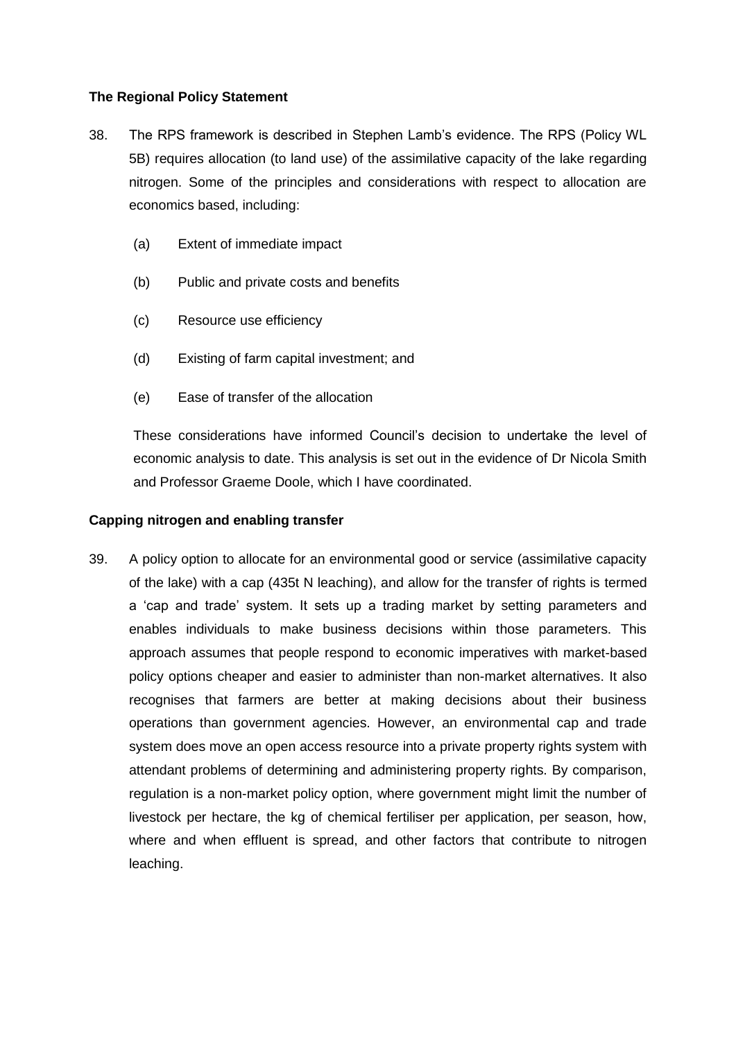**The Regional Policy Statement**

38. The RPS framework is described in Stephen Lamb's evidence. The RPS (Policy WL 5B) requires allocation (to land use) of the assimilative capacity of the lake regarding nitrogen. Some of the principles and considerations with respect to allocation are economics based, including:

    (a) Extent of immediate impact

    (b) Public and private costs and benefits

    (c) Resource use efficiency

    (d) Existing of farm capital investment; and

    (e) Ease of transfer of the allocation

    These considerations have informed Council's decision to undertake the level of economic analysis to date. This analysis is set out in the evidence of Dr Nicola Smith and Professor Graeme Doole, which I have coordinated.

**Capping nitrogen and enabling transfer**

39. A policy option to allocate for an environmental good or service (assimilative capacity of the lake) with a cap (435t N leaching), and allow for the transfer of rights is termed a 'cap and trade' system. It sets up a trading market by setting parameters and enables individuals to make business decisions within those parameters. This approach assumes that people respond to economic imperatives with market-based policy options cheaper and easier to administer than non-market alternatives. It also recognises that farmers are better at making decisions about their business operations than government agencies. However, an environmental cap and trade system does move an open access resource into a private property rights system with attendant problems of determining and administering property rights. By comparison, regulation is a non-market policy option, where government might limit the number of livestock per hectare, the kg of chemical fertiliser per application, per season, how, where and when effluent is spread, and other factors that contribute to nitrogen leaching.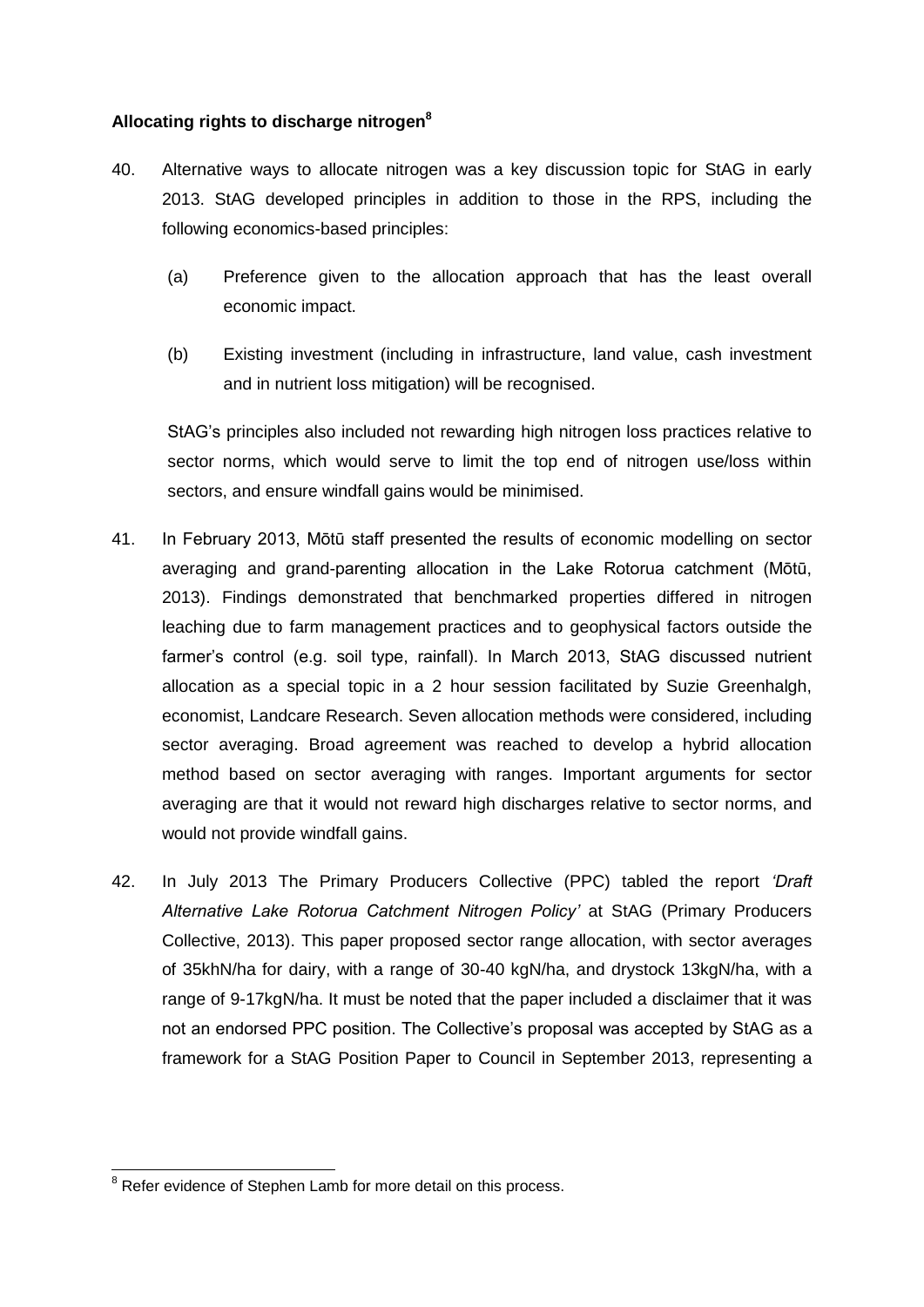**Allocating rights to discharge nitrogen**[8]

40. Alternative ways to allocate nitrogen was a key discussion topic for StAG in early 2013. StAG developed principles in addition to those in the RPS, including the following economics-based principles:

    (a) Preference given to the allocation approach that has the least overall economic impact.

    (b) Existing investment (including in infrastructure, land value, cash investment and in nutrient loss mitigation) will be recognised.

    StAG's principles also included not rewarding high nitrogen loss practices relative to sector norms, which would serve to limit the top end of nitrogen use/loss within sectors, and ensure windfall gains would be minimised.

41. In February 2013, Mōtū staff presented the results of economic modelling on sector averaging and grand-parenting allocation in the Lake Rotorua catchment (Mōtū, 2013). Findings demonstrated that benchmarked properties differed in nitrogen leaching due to farm management practices and to geophysical factors outside the farmer's control (e.g. soil type, rainfall). In March 2013, StAG discussed nutrient allocation as a special topic in a 2 hour session facilitated by Suzie Greenhalgh, economist, Landcare Research. Seven allocation methods were considered, including sector averaging. Broad agreement was reached to develop a hybrid allocation method based on sector averaging with ranges. Important arguments for sector averaging are that it would not reward high discharges relative to sector norms, and would not provide windfall gains.

42. In July 2013 The Primary Producers Collective (PPC) tabled the report *'Draft Alternative Lake Rotorua Catchment Nitrogen Policy'* at StAG (Primary Producers Collective, 2013). This paper proposed sector range allocation, with sector averages of 35khN/ha for dairy, with a range of 30-40 kgN/ha, and drystock 13kgN/ha, with a range of 9-17kgN/ha. It must be noted that the paper included a disclaimer that it was not an endorsed PPC position. The Collective's proposal was accepted by StAG as a framework for a StAG Position Paper to Council in September 2013, representing a

---

[8] Refer evidence of Stephen Lamb for more detail on this process.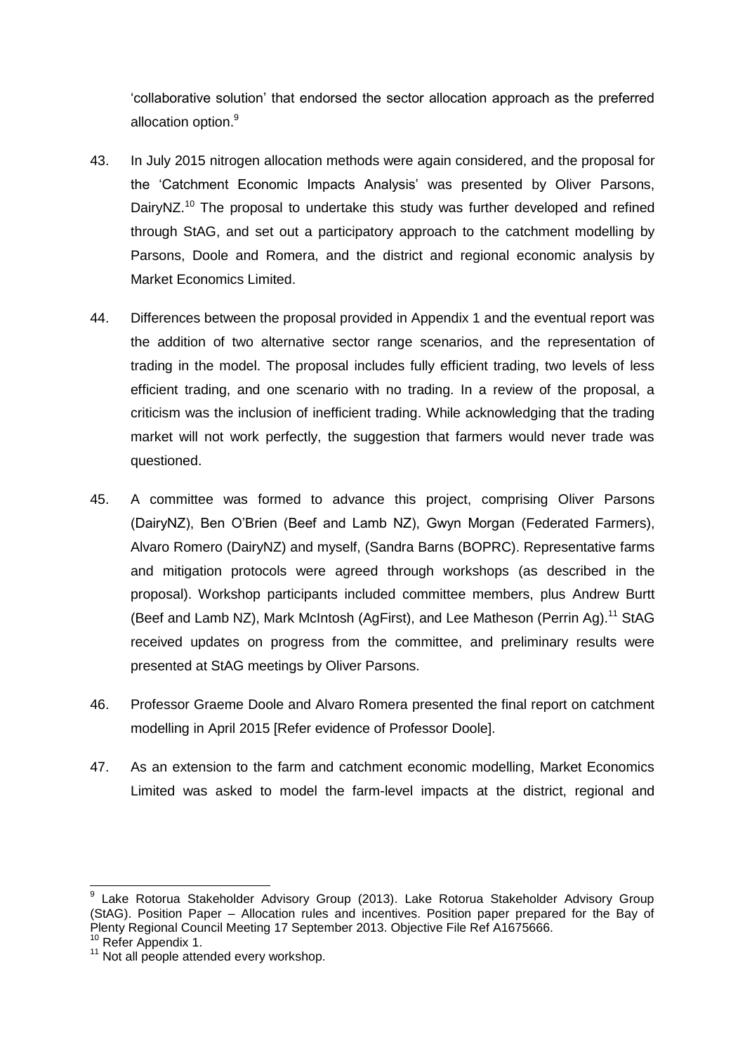'collaborative solution' that endorsed the sector allocation approach as the preferred allocation option.[9]

43. In July 2015 nitrogen allocation methods were again considered, and the proposal for the 'Catchment Economic Impacts Analysis' was presented by Oliver Parsons, DairyNZ.[10] The proposal to undertake this study was further developed and refined through StAG, and set out a participatory approach to the catchment modelling by Parsons, Doole and Romera, and the district and regional economic analysis by Market Economics Limited.

44. Differences between the proposal provided in Appendix 1 and the eventual report was the addition of two alternative sector range scenarios, and the representation of trading in the model. The proposal includes fully efficient trading, two levels of less efficient trading, and one scenario with no trading. In a review of the proposal, a criticism was the inclusion of inefficient trading. While acknowledging that the trading market will not work perfectly, the suggestion that farmers would never trade was questioned.

45. A committee was formed to advance this project, comprising Oliver Parsons (DairyNZ), Ben O'Brien (Beef and Lamb NZ), Gwyn Morgan (Federated Farmers), Alvaro Romero (DairyNZ) and myself, (Sandra Barns (BOPRC). Representative farms and mitigation protocols were agreed through workshops (as described in the proposal). Workshop participants included committee members, plus Andrew Burtt (Beef and Lamb NZ), Mark McIntosh (AgFirst), and Lee Matheson (Perrin Ag).[11] StAG received updates on progress from the committee, and preliminary results were presented at StAG meetings by Oliver Parsons.

46. Professor Graeme Doole and Alvaro Romera presented the final report on catchment modelling in April 2015 [Refer evidence of Professor Doole].

47. As an extension to the farm and catchment economic modelling, Market Economics Limited was asked to model the farm-level impacts at the district, regional and

---

[9] Lake Rotorua Stakeholder Advisory Group (2013). Lake Rotorua Stakeholder Advisory Group (StAG). Position Paper – Allocation rules and incentives. Position paper prepared for the Bay of Plenty Regional Council Meeting 17 September 2013. Objective File Ref A1675666.

[10] Refer Appendix 1.

[11] Not all people attended every workshop.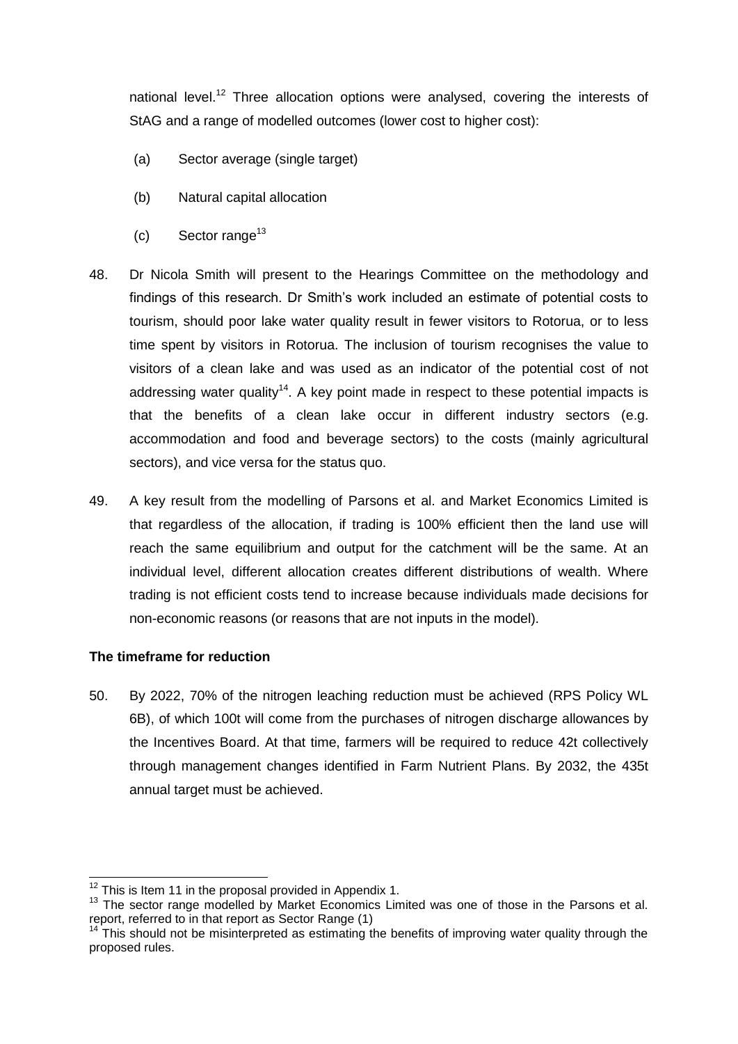national level.[12] Three allocation options were analysed, covering the interests of StAG and a range of modelled outcomes (lower cost to higher cost):

(a) Sector average (single target)

(b) Natural capital allocation

(c) Sector range[13]

48. Dr Nicola Smith will present to the Hearings Committee on the methodology and findings of this research. Dr Smith's work included an estimate of potential costs to tourism, should poor lake water quality result in fewer visitors to Rotorua, or to less time spent by visitors in Rotorua. The inclusion of tourism recognises the value to visitors of a clean lake and was used as an indicator of the potential cost of not addressing water quality[14]. A key point made in respect to these potential impacts is that the benefits of a clean lake occur in different industry sectors (e.g. accommodation and food and beverage sectors) to the costs (mainly agricultural sectors), and vice versa for the status quo.

49. A key result from the modelling of Parsons et al. and Market Economics Limited is that regardless of the allocation, if trading is 100% efficient then the land use will reach the same equilibrium and output for the catchment will be the same. At an individual level, different allocation creates different distributions of wealth. Where trading is not efficient costs tend to increase because individuals made decisions for non-economic reasons (or reasons that are not inputs in the model).

**The timeframe for reduction**

50. By 2022, 70% of the nitrogen leaching reduction must be achieved (RPS Policy WL 6B), of which 100t will come from the purchases of nitrogen discharge allowances by the Incentives Board. At that time, farmers will be required to reduce 42t collectively through management changes identified in Farm Nutrient Plans. By 2032, the 435t annual target must be achieved.

---

[12] This is Item 11 in the proposal provided in Appendix 1.

[13] The sector range modelled by Market Economics Limited was one of those in the Parsons et al. report, referred to in that report as Sector Range (1)

[14] This should not be misinterpreted as estimating the benefits of improving water quality through the proposed rules.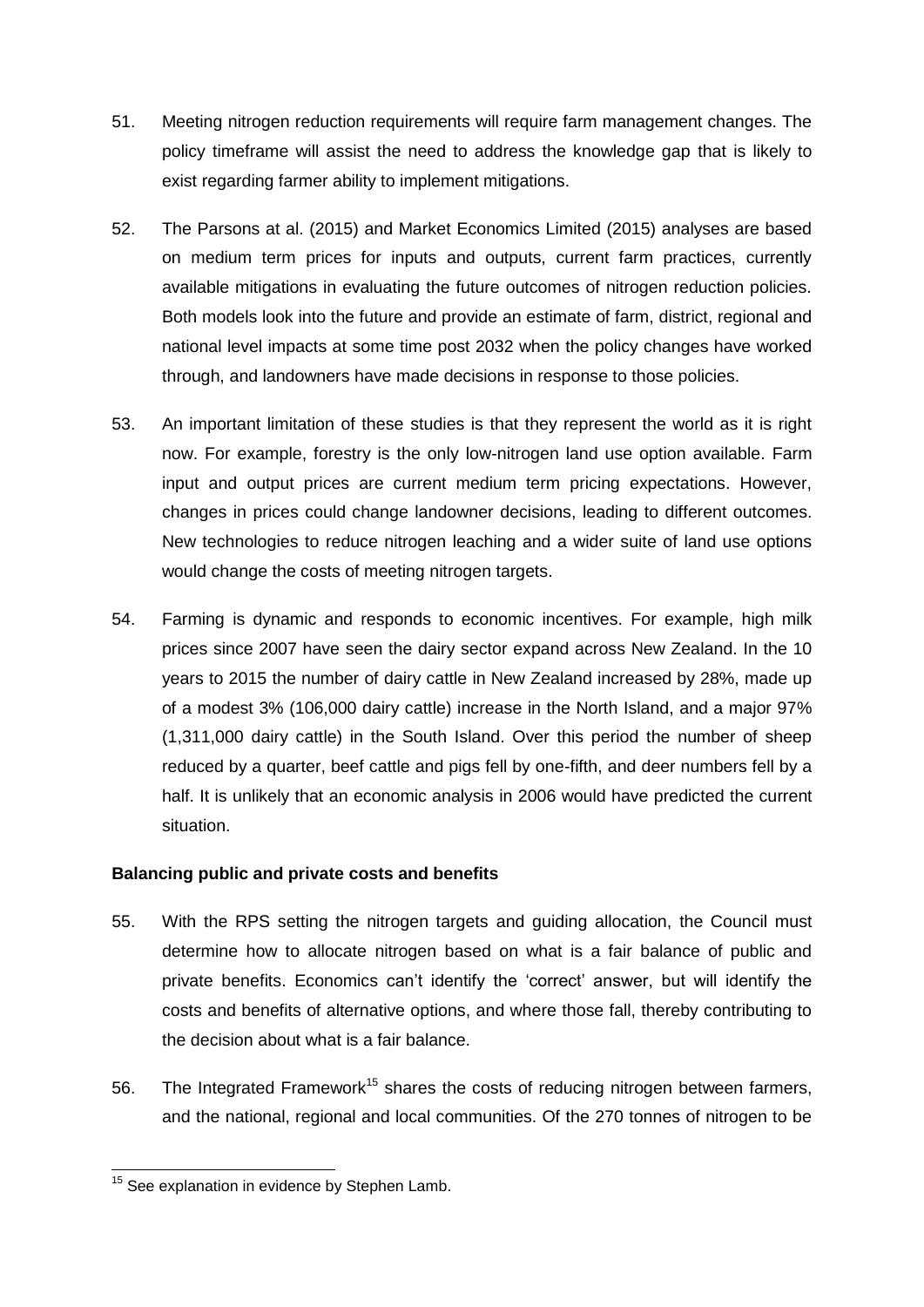51. Meeting nitrogen reduction requirements will require farm management changes. The policy timeframe will assist the need to address the knowledge gap that is likely to exist regarding farmer ability to implement mitigations.

52. The Parsons at al. (2015) and Market Economics Limited (2015) analyses are based on medium term prices for inputs and outputs, current farm practices, currently available mitigations in evaluating the future outcomes of nitrogen reduction policies. Both models look into the future and provide an estimate of farm, district, regional and national level impacts at some time post 2032 when the policy changes have worked through, and landowners have made decisions in response to those policies.

53. An important limitation of these studies is that they represent the world as it is right now. For example, forestry is the only low-nitrogen land use option available. Farm input and output prices are current medium term pricing expectations. However, changes in prices could change landowner decisions, leading to different outcomes. New technologies to reduce nitrogen leaching and a wider suite of land use options would change the costs of meeting nitrogen targets.

54. Farming is dynamic and responds to economic incentives. For example, high milk prices since 2007 have seen the dairy sector expand across New Zealand. In the 10 years to 2015 the number of dairy cattle in New Zealand increased by 28%, made up of a modest 3% (106,000 dairy cattle) increase in the North Island, and a major 97% (1,311,000 dairy cattle) in the South Island. Over this period the number of sheep reduced by a quarter, beef cattle and pigs fell by one-fifth, and deer numbers fell by a half. It is unlikely that an economic analysis in 2006 would have predicted the current situation.

**Balancing public and private costs and benefits**

55. With the RPS setting the nitrogen targets and guiding allocation, the Council must determine how to allocate nitrogen based on what is a fair balance of public and private benefits. Economics can't identify the 'correct' answer, but will identify the costs and benefits of alternative options, and where those fall, thereby contributing to the decision about what is a fair balance.

56. The Integrated Framework[15] shares the costs of reducing nitrogen between farmers, and the national, regional and local communities. Of the 270 tonnes of nitrogen to be

[15] See explanation in evidence by Stephen Lamb.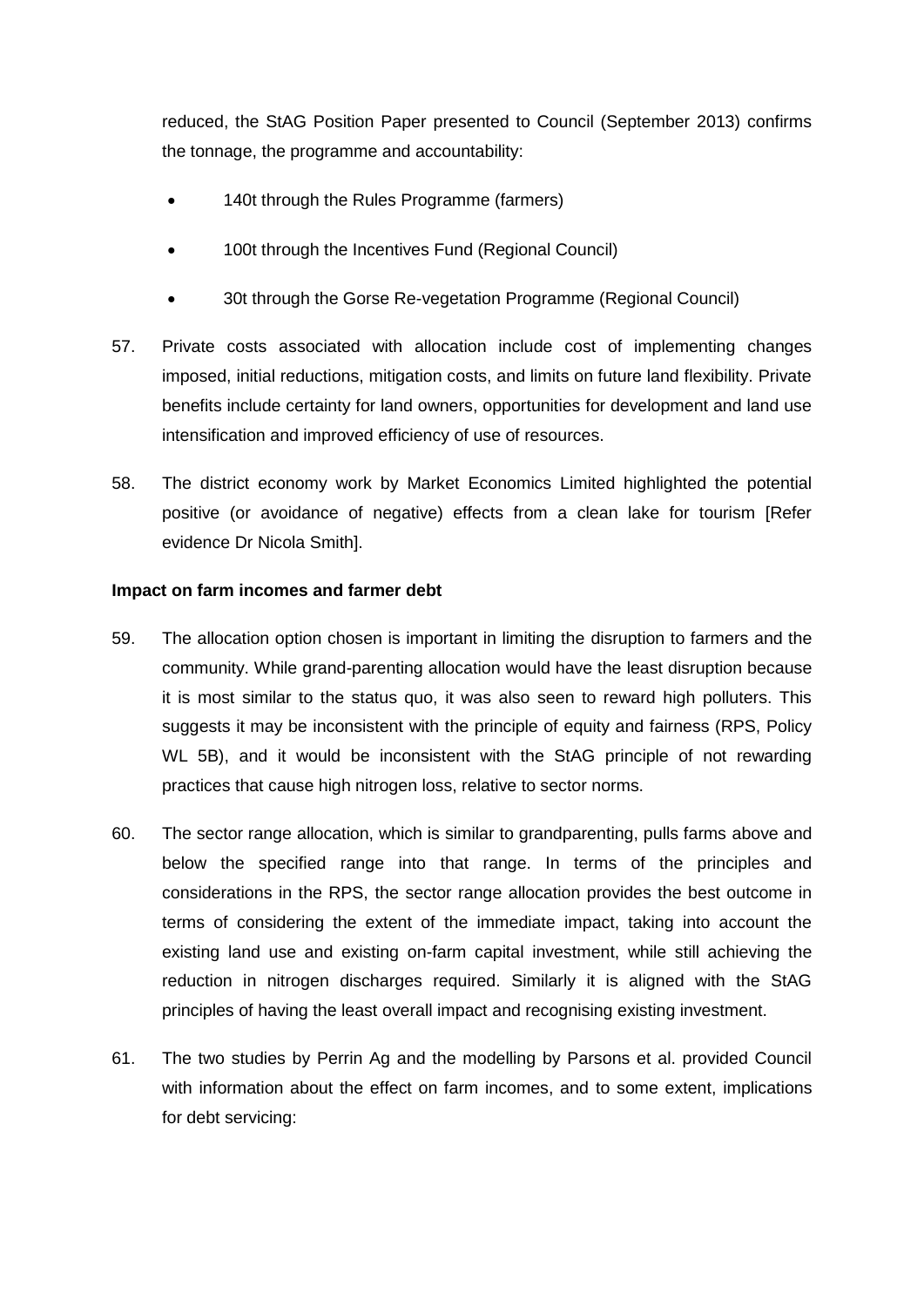reduced, the StAG Position Paper presented to Council (September 2013) confirms the tonnage, the programme and accountability:

- 140t through the Rules Programme (farmers)
- 100t through the Incentives Fund (Regional Council)
- 30t through the Gorse Re-vegetation Programme (Regional Council)

57. Private costs associated with allocation include cost of implementing changes imposed, initial reductions, mitigation costs, and limits on future land flexibility. Private benefits include certainty for land owners, opportunities for development and land use intensification and improved efficiency of use of resources.

58. The district economy work by Market Economics Limited highlighted the potential positive (or avoidance of negative) effects from a clean lake for tourism [Refer evidence Dr Nicola Smith].

**Impact on farm incomes and farmer debt**

59. The allocation option chosen is important in limiting the disruption to farmers and the community. While grand-parenting allocation would have the least disruption because it is most similar to the status quo, it was also seen to reward high polluters. This suggests it may be inconsistent with the principle of equity and fairness (RPS, Policy WL 5B), and it would be inconsistent with the StAG principle of not rewarding practices that cause high nitrogen loss, relative to sector norms.

60. The sector range allocation, which is similar to grandparenting, pulls farms above and below the specified range into that range. In terms of the principles and considerations in the RPS, the sector range allocation provides the best outcome in terms of considering the extent of the immediate impact, taking into account the existing land use and existing on-farm capital investment, while still achieving the reduction in nitrogen discharges required. Similarly it is aligned with the StAG principles of having the least overall impact and recognising existing investment.

61. The two studies by Perrin Ag and the modelling by Parsons et al. provided Council with information about the effect on farm incomes, and to some extent, implications for debt servicing: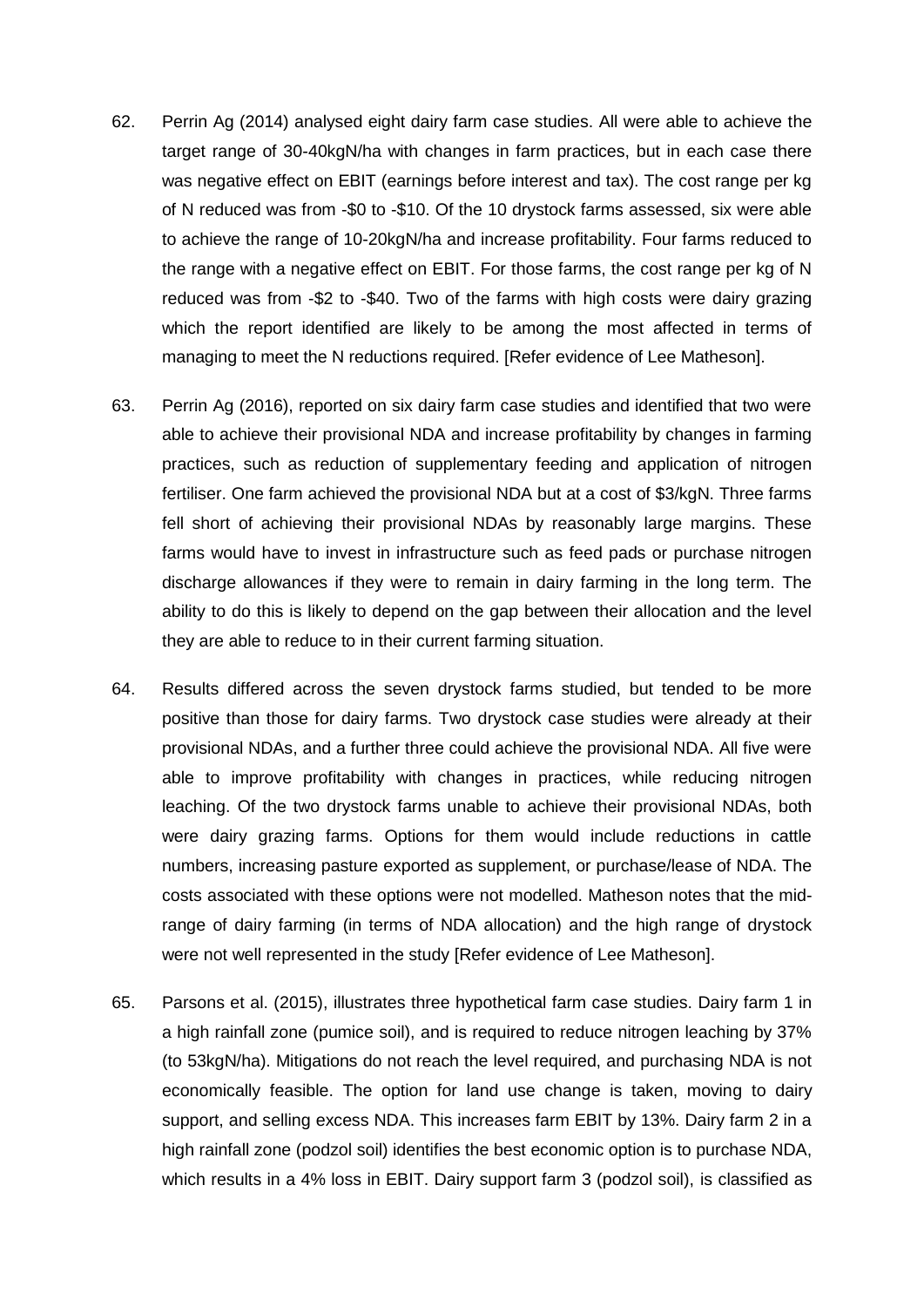62. Perrin Ag (2014) analysed eight dairy farm case studies. All were able to achieve the target range of 30-40kgN/ha with changes in farm practices, but in each case there was negative effect on EBIT (earnings before interest and tax). The cost range per kg of N reduced was from -$0 to -$10. Of the 10 drystock farms assessed, six were able to achieve the range of 10-20kgN/ha and increase profitability. Four farms reduced to the range with a negative effect on EBIT. For those farms, the cost range per kg of N reduced was from -$2 to -$40. Two of the farms with high costs were dairy grazing which the report identified are likely to be among the most affected in terms of managing to meet the N reductions required. [Refer evidence of Lee Matheson].

63. Perrin Ag (2016), reported on six dairy farm case studies and identified that two were able to achieve their provisional NDA and increase profitability by changes in farming practices, such as reduction of supplementary feeding and application of nitrogen fertiliser. One farm achieved the provisional NDA but at a cost of $3/kgN. Three farms fell short of achieving their provisional NDAs by reasonably large margins. These farms would have to invest in infrastructure such as feed pads or purchase nitrogen discharge allowances if they were to remain in dairy farming in the long term. The ability to do this is likely to depend on the gap between their allocation and the level they are able to reduce to in their current farming situation.

64. Results differed across the seven drystock farms studied, but tended to be more positive than those for dairy farms. Two drystock case studies were already at their provisional NDAs, and a further three could achieve the provisional NDA. All five were able to improve profitability with changes in practices, while reducing nitrogen leaching. Of the two drystock farms unable to achieve their provisional NDAs, both were dairy grazing farms. Options for them would include reductions in cattle numbers, increasing pasture exported as supplement, or purchase/lease of NDA. The costs associated with these options were not modelled. Matheson notes that the mid-range of dairy farming (in terms of NDA allocation) and the high range of drystock were not well represented in the study [Refer evidence of Lee Matheson].

65. Parsons et al. (2015), illustrates three hypothetical farm case studies. Dairy farm 1 in a high rainfall zone (pumice soil), and is required to reduce nitrogen leaching by 37% (to 53kgN/ha). Mitigations do not reach the level required, and purchasing NDA is not economically feasible. The option for land use change is taken, moving to dairy support, and selling excess NDA. This increases farm EBIT by 13%. Dairy farm 2 in a high rainfall zone (podzol soil) identifies the best economic option is to purchase NDA, which results in a 4% loss in EBIT. Dairy support farm 3 (podzol soil), is classified as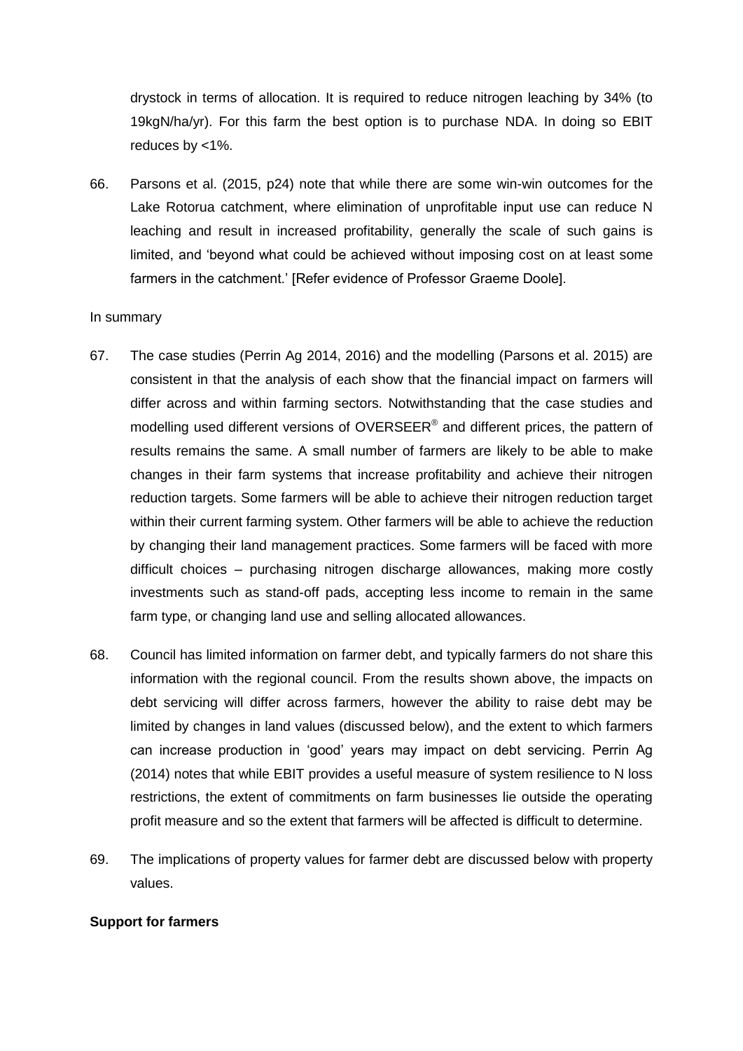drystock in terms of allocation. It is required to reduce nitrogen leaching by 34% (to 19kgN/ha/yr). For this farm the best option is to purchase NDA. In doing so EBIT reduces by <1%.

66. Parsons et al. (2015, p24) note that while there are some win-win outcomes for the Lake Rotorua catchment, where elimination of unprofitable input use can reduce N leaching and result in increased profitability, generally the scale of such gains is limited, and 'beyond what could be achieved without imposing cost on at least some farmers in the catchment.' [Refer evidence of Professor Graeme Doole].

In summary

67. The case studies (Perrin Ag 2014, 2016) and the modelling (Parsons et al. 2015) are consistent in that the analysis of each show that the financial impact on farmers will differ across and within farming sectors. Notwithstanding that the case studies and modelling used different versions of OVERSEER® and different prices, the pattern of results remains the same. A small number of farmers are likely to be able to make changes in their farm systems that increase profitability and achieve their nitrogen reduction targets. Some farmers will be able to achieve their nitrogen reduction target within their current farming system. Other farmers will be able to achieve the reduction by changing their land management practices. Some farmers will be faced with more difficult choices – purchasing nitrogen discharge allowances, making more costly investments such as stand-off pads, accepting less income to remain in the same farm type, or changing land use and selling allocated allowances.

68. Council has limited information on farmer debt, and typically farmers do not share this information with the regional council. From the results shown above, the impacts on debt servicing will differ across farmers, however the ability to raise debt may be limited by changes in land values (discussed below), and the extent to which farmers can increase production in 'good' years may impact on debt servicing. Perrin Ag (2014) notes that while EBIT provides a useful measure of system resilience to N loss restrictions, the extent of commitments on farm businesses lie outside the operating profit measure and so the extent that farmers will be affected is difficult to determine.

69. The implications of property values for farmer debt are discussed below with property values.

**Support for farmers**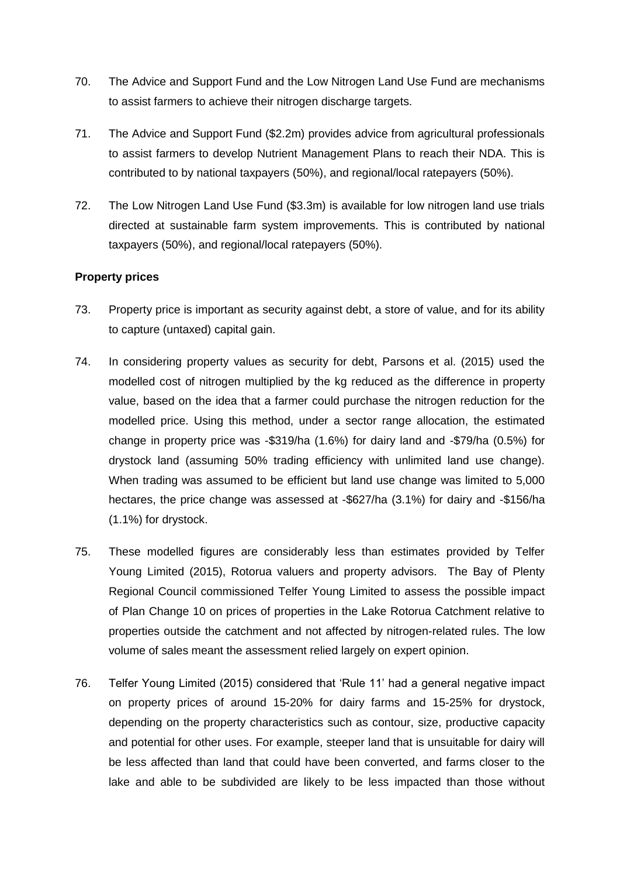70. The Advice and Support Fund and the Low Nitrogen Land Use Fund are mechanisms to assist farmers to achieve their nitrogen discharge targets.

71. The Advice and Support Fund ($2.2m) provides advice from agricultural professionals to assist farmers to develop Nutrient Management Plans to reach their NDA. This is contributed to by national taxpayers (50%), and regional/local ratepayers (50%).

72. The Low Nitrogen Land Use Fund ($3.3m) is available for low nitrogen land use trials directed at sustainable farm system improvements. This is contributed by national taxpayers (50%), and regional/local ratepayers (50%).

**Property prices**

73. Property price is important as security against debt, a store of value, and for its ability to capture (untaxed) capital gain.

74. In considering property values as security for debt, Parsons et al. (2015) used the modelled cost of nitrogen multiplied by the kg reduced as the difference in property value, based on the idea that a farmer could purchase the nitrogen reduction for the modelled price. Using this method, under a sector range allocation, the estimated change in property price was -$319/ha (1.6%) for dairy land and -$79/ha (0.5%) for drystock land (assuming 50% trading efficiency with unlimited land use change). When trading was assumed to be efficient but land use change was limited to 5,000 hectares, the price change was assessed at -$627/ha (3.1%) for dairy and -$156/ha (1.1%) for drystock.

75. These modelled figures are considerably less than estimates provided by Telfer Young Limited (2015), Rotorua valuers and property advisors. The Bay of Plenty Regional Council commissioned Telfer Young Limited to assess the possible impact of Plan Change 10 on prices of properties in the Lake Rotorua Catchment relative to properties outside the catchment and not affected by nitrogen-related rules. The low volume of sales meant the assessment relied largely on expert opinion.

76. Telfer Young Limited (2015) considered that 'Rule 11' had a general negative impact on property prices of around 15-20% for dairy farms and 15-25% for drystock, depending on the property characteristics such as contour, size, productive capacity and potential for other uses. For example, steeper land that is unsuitable for dairy will be less affected than land that could have been converted, and farms closer to the lake and able to be subdivided are likely to be less impacted than those without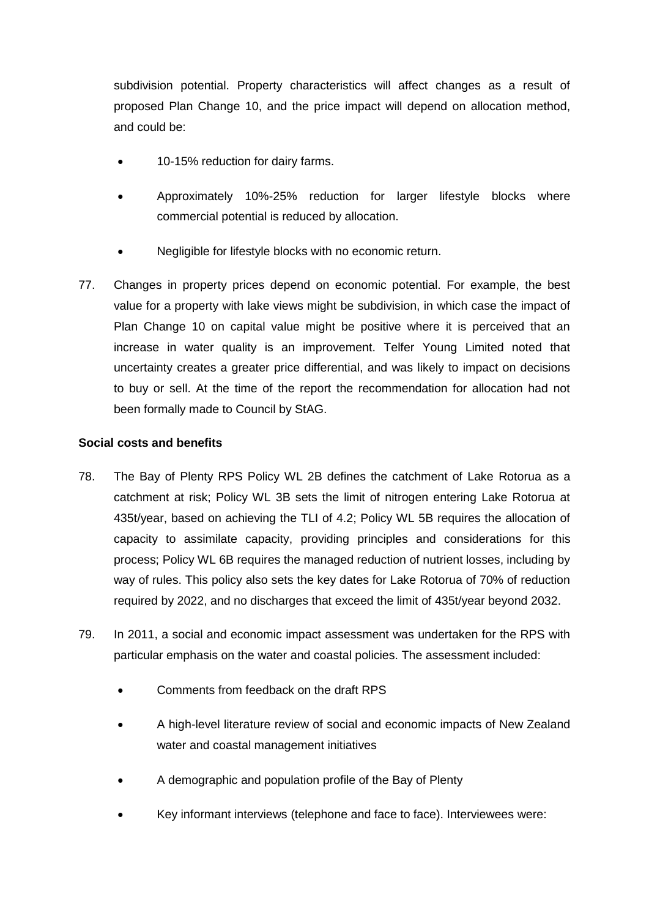subdivision potential. Property characteristics will affect changes as a result of proposed Plan Change 10, and the price impact will depend on allocation method, and could be:

- 10-15% reduction for dairy farms.
- Approximately 10%-25% reduction for larger lifestyle blocks where commercial potential is reduced by allocation.
- Negligible for lifestyle blocks with no economic return.

77. Changes in property prices depend on economic potential. For example, the best value for a property with lake views might be subdivision, in which case the impact of Plan Change 10 on capital value might be positive where it is perceived that an increase in water quality is an improvement. Telfer Young Limited noted that uncertainty creates a greater price differential, and was likely to impact on decisions to buy or sell. At the time of the report the recommendation for allocation had not been formally made to Council by StAG.

**Social costs and benefits**

78. The Bay of Plenty RPS Policy WL 2B defines the catchment of Lake Rotorua as a catchment at risk; Policy WL 3B sets the limit of nitrogen entering Lake Rotorua at 435t/year, based on achieving the TLI of 4.2; Policy WL 5B requires the allocation of capacity to assimilate capacity, providing principles and considerations for this process; Policy WL 6B requires the managed reduction of nutrient losses, including by way of rules. This policy also sets the key dates for Lake Rotorua of 70% of reduction required by 2022, and no discharges that exceed the limit of 435t/year beyond 2032.

79. In 2011, a social and economic impact assessment was undertaken for the RPS with particular emphasis on the water and coastal policies. The assessment included:

- Comments from feedback on the draft RPS
- A high-level literature review of social and economic impacts of New Zealand water and coastal management initiatives
- A demographic and population profile of the Bay of Plenty
- Key informant interviews (telephone and face to face). Interviewees were: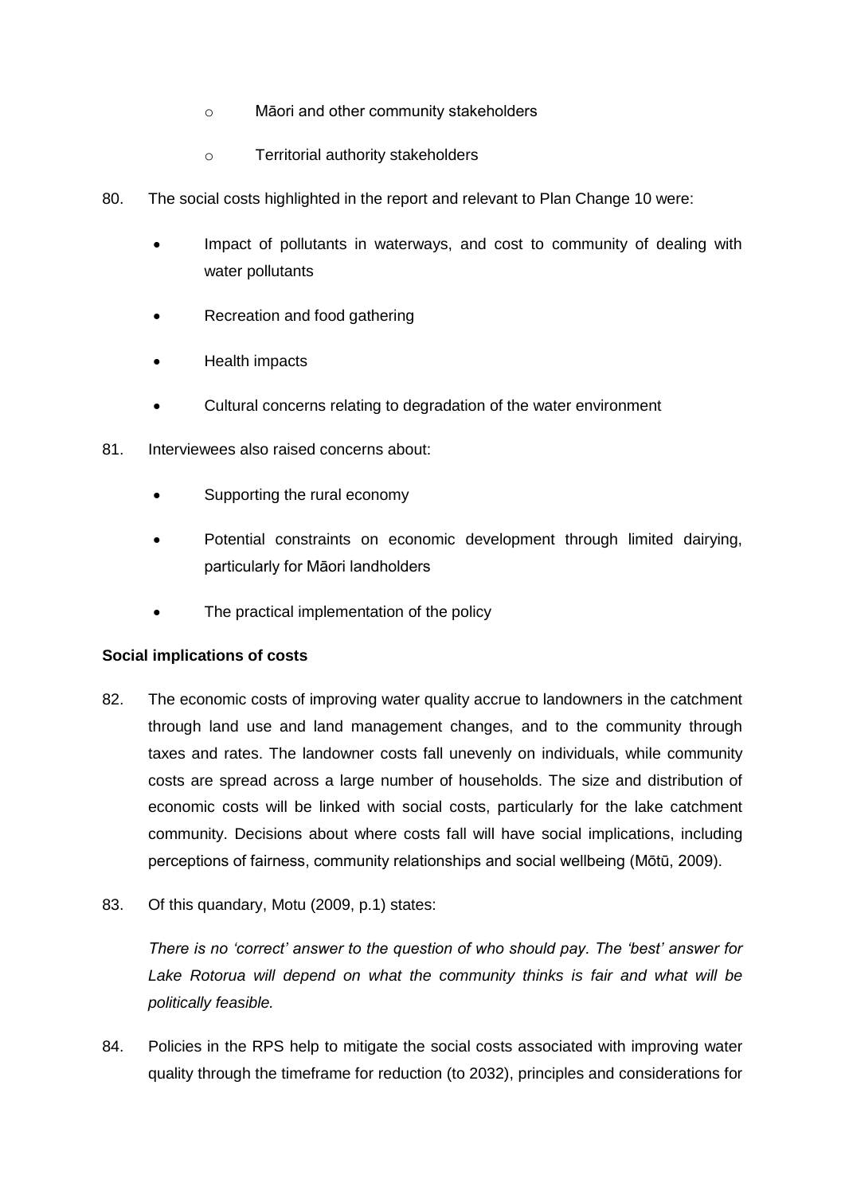- Māori and other community stakeholders
  - Territorial authority stakeholders

80. The social costs highlighted in the report and relevant to Plan Change 10 were:

- Impact of pollutants in waterways, and cost to community of dealing with water pollutants
- Recreation and food gathering
- Health impacts
- Cultural concerns relating to degradation of the water environment

81. Interviewees also raised concerns about:

- Supporting the rural economy
- Potential constraints on economic development through limited dairying, particularly for Māori landholders
- The practical implementation of the policy

**Social implications of costs**

82. The economic costs of improving water quality accrue to landowners in the catchment through land use and land management changes, and to the community through taxes and rates. The landowner costs fall unevenly on individuals, while community costs are spread across a large number of households. The size and distribution of economic costs will be linked with social costs, particularly for the lake catchment community. Decisions about where costs fall will have social implications, including perceptions of fairness, community relationships and social wellbeing (Mōtū, 2009).

83. Of this quandary, Motu (2009, p.1) states:

*There is no 'correct' answer to the question of who should pay. The 'best' answer for Lake Rotorua will depend on what the community thinks is fair and what will be politically feasible.*

84. Policies in the RPS help to mitigate the social costs associated with improving water quality through the timeframe for reduction (to 2032), principles and considerations for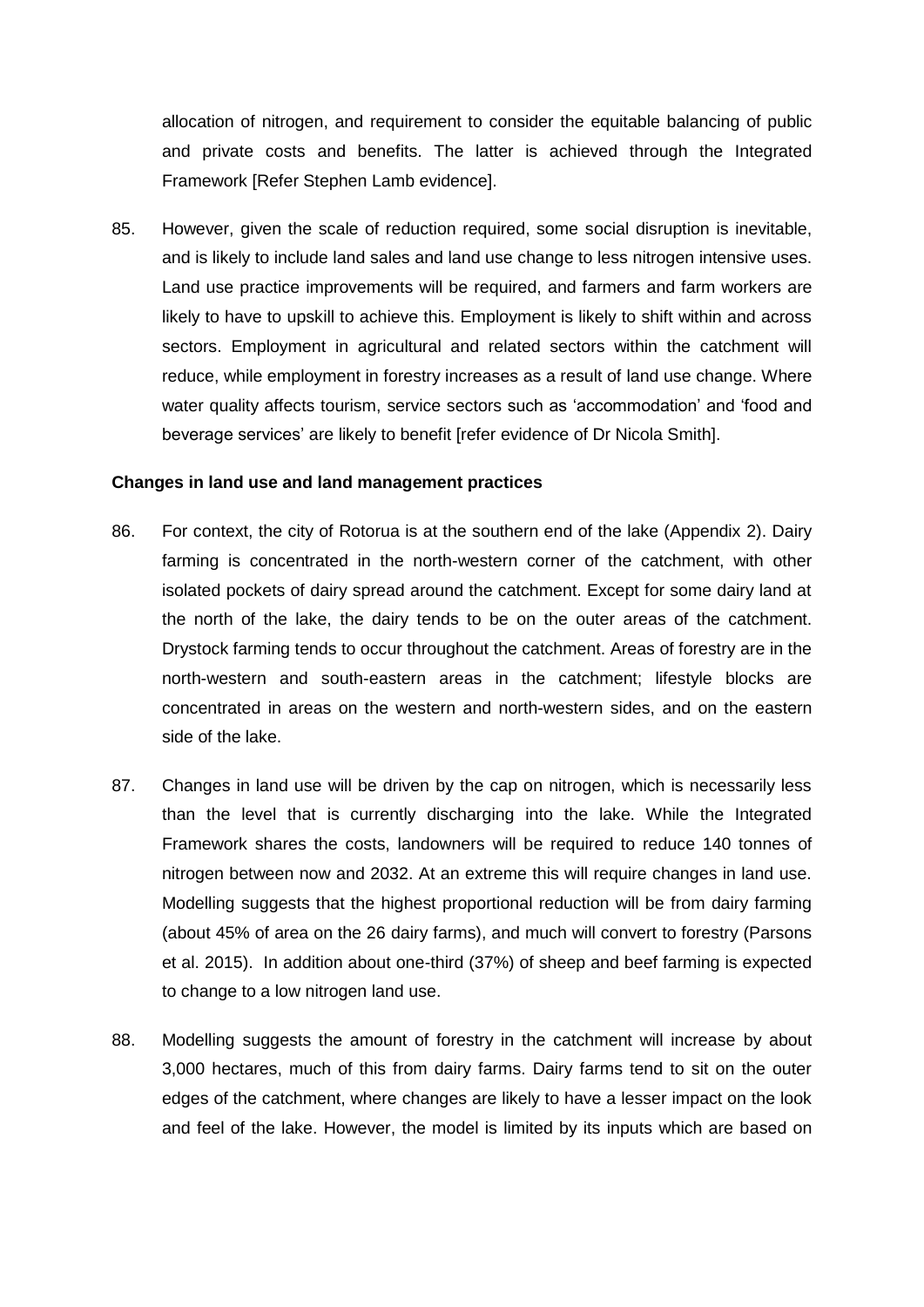allocation of nitrogen, and requirement to consider the equitable balancing of public and private costs and benefits. The latter is achieved through the Integrated Framework [Refer Stephen Lamb evidence].

85. However, given the scale of reduction required, some social disruption is inevitable, and is likely to include land sales and land use change to less nitrogen intensive uses. Land use practice improvements will be required, and farmers and farm workers are likely to have to upskill to achieve this. Employment is likely to shift within and across sectors. Employment in agricultural and related sectors within the catchment will reduce, while employment in forestry increases as a result of land use change. Where water quality affects tourism, service sectors such as 'accommodation' and 'food and beverage services' are likely to benefit [refer evidence of Dr Nicola Smith].

**Changes in land use and land management practices**

86. For context, the city of Rotorua is at the southern end of the lake (Appendix 2). Dairy farming is concentrated in the north-western corner of the catchment, with other isolated pockets of dairy spread around the catchment. Except for some dairy land at the north of the lake, the dairy tends to be on the outer areas of the catchment. Drystock farming tends to occur throughout the catchment. Areas of forestry are in the north-western and south-eastern areas in the catchment; lifestyle blocks are concentrated in areas on the western and north-western sides, and on the eastern side of the lake.

87. Changes in land use will be driven by the cap on nitrogen, which is necessarily less than the level that is currently discharging into the lake. While the Integrated Framework shares the costs, landowners will be required to reduce 140 tonnes of nitrogen between now and 2032. At an extreme this will require changes in land use. Modelling suggests that the highest proportional reduction will be from dairy farming (about 45% of area on the 26 dairy farms), and much will convert to forestry (Parsons et al. 2015). In addition about one-third (37%) of sheep and beef farming is expected to change to a low nitrogen land use.

88. Modelling suggests the amount of forestry in the catchment will increase by about 3,000 hectares, much of this from dairy farms. Dairy farms tend to sit on the outer edges of the catchment, where changes are likely to have a lesser impact on the look and feel of the lake. However, the model is limited by its inputs which are based on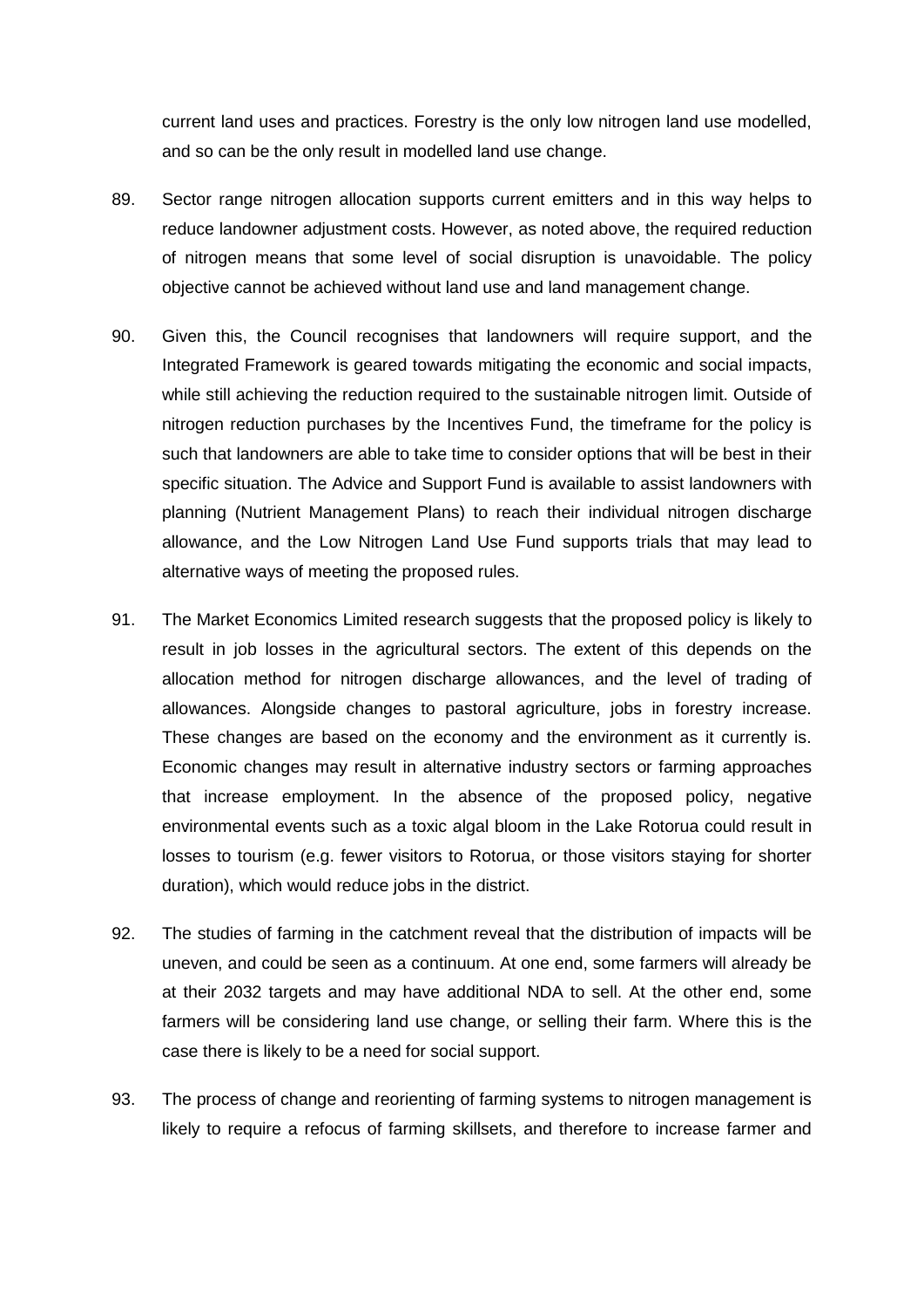current land uses and practices. Forestry is the only low nitrogen land use modelled, and so can be the only result in modelled land use change.

89. Sector range nitrogen allocation supports current emitters and in this way helps to reduce landowner adjustment costs. However, as noted above, the required reduction of nitrogen means that some level of social disruption is unavoidable. The policy objective cannot be achieved without land use and land management change.

90. Given this, the Council recognises that landowners will require support, and the Integrated Framework is geared towards mitigating the economic and social impacts, while still achieving the reduction required to the sustainable nitrogen limit. Outside of nitrogen reduction purchases by the Incentives Fund, the timeframe for the policy is such that landowners are able to take time to consider options that will be best in their specific situation. The Advice and Support Fund is available to assist landowners with planning (Nutrient Management Plans) to reach their individual nitrogen discharge allowance, and the Low Nitrogen Land Use Fund supports trials that may lead to alternative ways of meeting the proposed rules.

91. The Market Economics Limited research suggests that the proposed policy is likely to result in job losses in the agricultural sectors. The extent of this depends on the allocation method for nitrogen discharge allowances, and the level of trading of allowances. Alongside changes to pastoral agriculture, jobs in forestry increase. These changes are based on the economy and the environment as it currently is. Economic changes may result in alternative industry sectors or farming approaches that increase employment. In the absence of the proposed policy, negative environmental events such as a toxic algal bloom in the Lake Rotorua could result in losses to tourism (e.g. fewer visitors to Rotorua, or those visitors staying for shorter duration), which would reduce jobs in the district.

92. The studies of farming in the catchment reveal that the distribution of impacts will be uneven, and could be seen as a continuum. At one end, some farmers will already be at their 2032 targets and may have additional NDA to sell. At the other end, some farmers will be considering land use change, or selling their farm. Where this is the case there is likely to be a need for social support.

93. The process of change and reorienting of farming systems to nitrogen management is likely to require a refocus of farming skillsets, and therefore to increase farmer and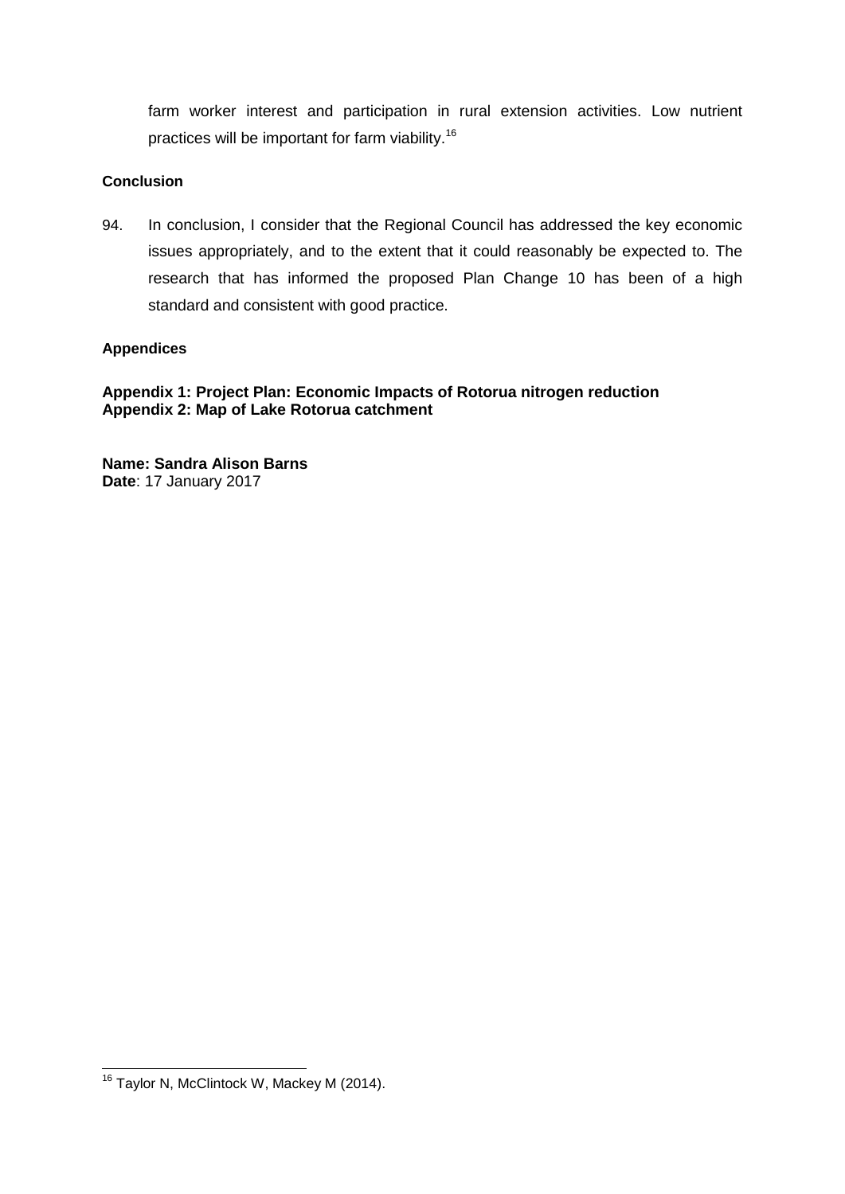farm worker interest and participation in rural extension activities. Low nutrient practices will be important for farm viability.[16]

**Conclusion**

94. In conclusion, I consider that the Regional Council has addressed the key economic issues appropriately, and to the extent that it could reasonably be expected to. The research that has informed the proposed Plan Change 10 has been of a high standard and consistent with good practice.

**Appendices**

**Appendix 1: Project Plan: Economic Impacts of Rotorua nitrogen reduction**
**Appendix 2: Map of Lake Rotorua catchment**

**Name: Sandra Alison Barns**
**Date**: 17 January 2017

[16] Taylor N, McClintock W, Mackey M (2014).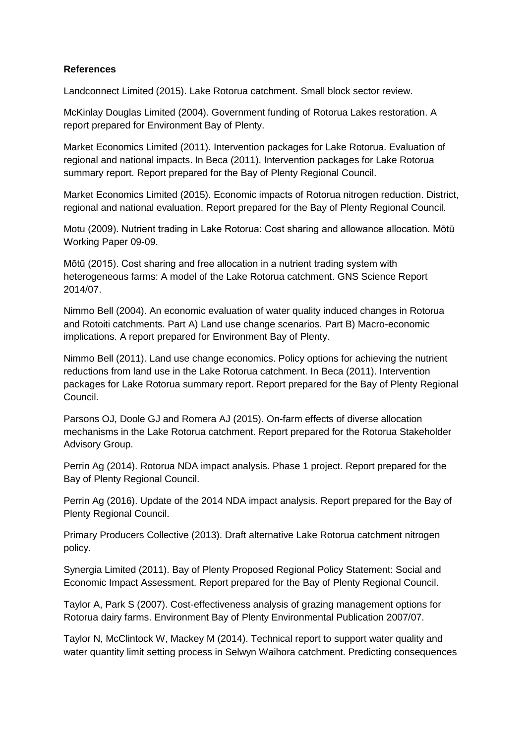**References**

Landconnect Limited (2015). Lake Rotorua catchment. Small block sector review.

McKinlay Douglas Limited (2004). Government funding of Rotorua Lakes restoration. A report prepared for Environment Bay of Plenty.

Market Economics Limited (2011). Intervention packages for Lake Rotorua. Evaluation of regional and national impacts. In Beca (2011). Intervention packages for Lake Rotorua summary report. Report prepared for the Bay of Plenty Regional Council.

Market Economics Limited (2015). Economic impacts of Rotorua nitrogen reduction. District, regional and national evaluation. Report prepared for the Bay of Plenty Regional Council.

Motu (2009). Nutrient trading in Lake Rotorua: Cost sharing and allowance allocation. Mōtū Working Paper 09-09.

Mōtū (2015). Cost sharing and free allocation in a nutrient trading system with heterogeneous farms: A model of the Lake Rotorua catchment. GNS Science Report 2014/07.

Nimmo Bell (2004). An economic evaluation of water quality induced changes in Rotorua and Rotoiti catchments. Part A) Land use change scenarios. Part B) Macro-economic implications. A report prepared for Environment Bay of Plenty.

Nimmo Bell (2011). Land use change economics. Policy options for achieving the nutrient reductions from land use in the Lake Rotorua catchment. In Beca (2011). Intervention packages for Lake Rotorua summary report. Report prepared for the Bay of Plenty Regional Council.

Parsons OJ, Doole GJ and Romera AJ (2015). On-farm effects of diverse allocation mechanisms in the Lake Rotorua catchment. Report prepared for the Rotorua Stakeholder Advisory Group.

Perrin Ag (2014). Rotorua NDA impact analysis. Phase 1 project. Report prepared for the Bay of Plenty Regional Council.

Perrin Ag (2016). Update of the 2014 NDA impact analysis. Report prepared for the Bay of Plenty Regional Council.

Primary Producers Collective (2013). Draft alternative Lake Rotorua catchment nitrogen policy.

Synergia Limited (2011). Bay of Plenty Proposed Regional Policy Statement: Social and Economic Impact Assessment. Report prepared for the Bay of Plenty Regional Council.

Taylor A, Park S (2007). Cost-effectiveness analysis of grazing management options for Rotorua dairy farms. Environment Bay of Plenty Environmental Publication 2007/07.

Taylor N, McClintock W, Mackey M (2014). Technical report to support water quality and water quantity limit setting process in Selwyn Waihora catchment. Predicting consequences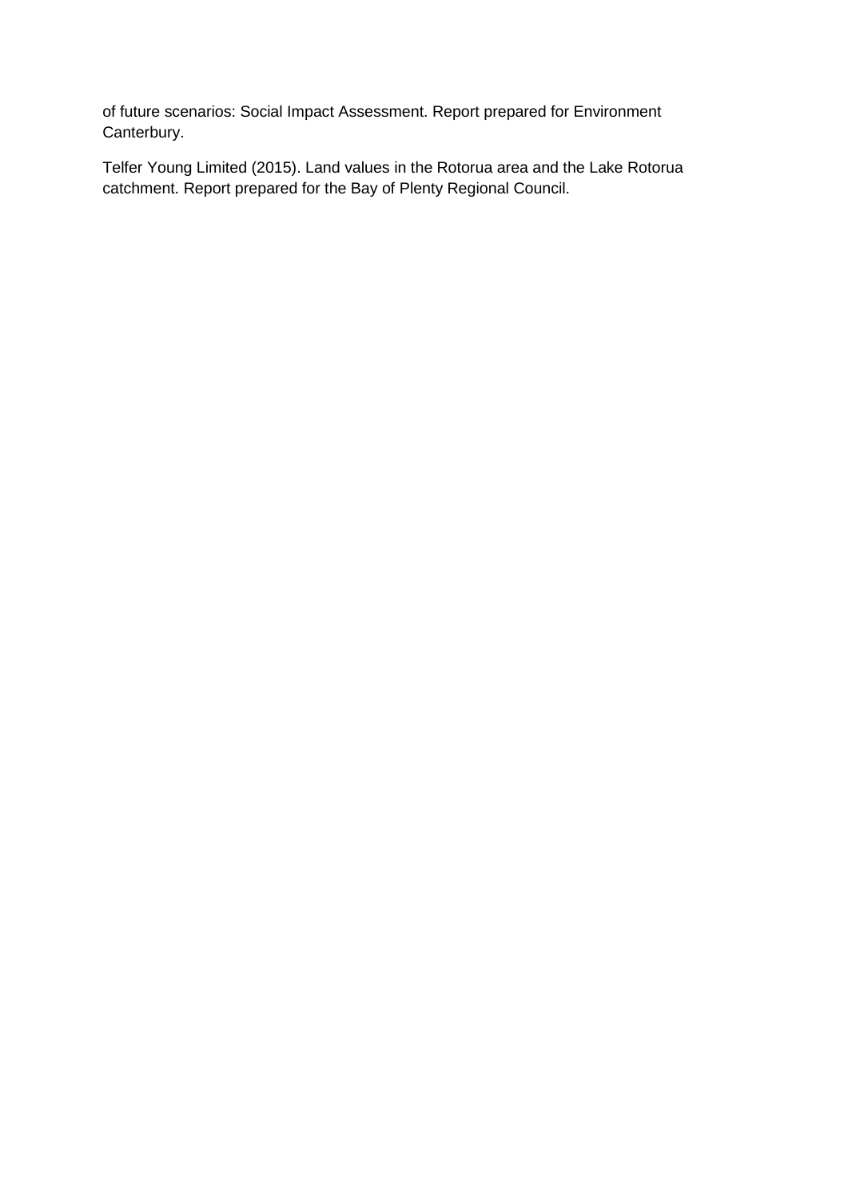of future scenarios: Social Impact Assessment. Report prepared for Environment Canterbury.

Telfer Young Limited (2015). Land values in the Rotorua area and the Lake Rotorua catchment. Report prepared for the Bay of Plenty Regional Council.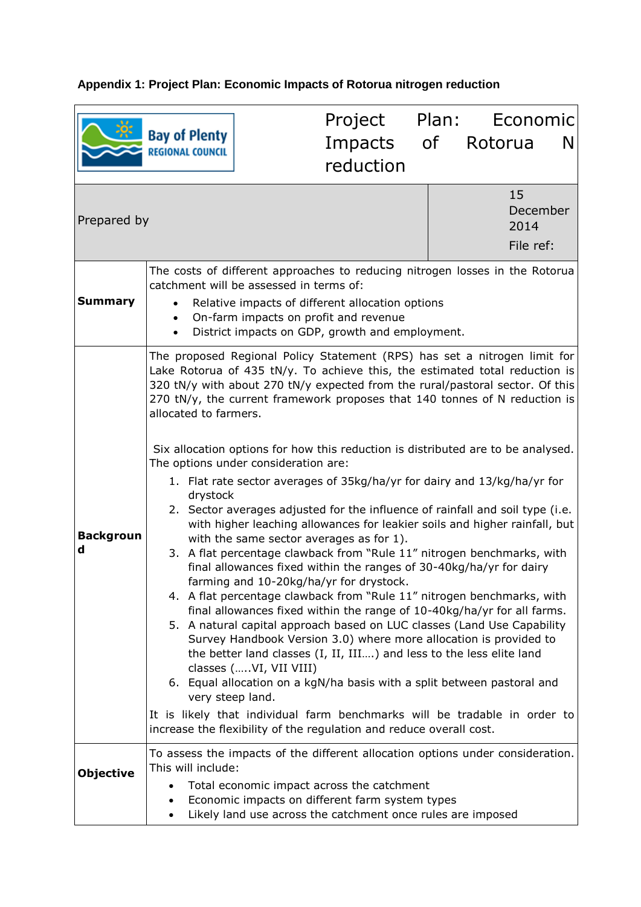**Appendix 1: Project Plan: Economic Impacts of Rotorua nitrogen reduction**

| Bay of Plenty REGIONAL COUNCIL | Project Plan: Economic Impacts of Rotorua N reduction | |
|---|---|---|
| Prepared by | | 15 December 2014<br><br>File ref: |
| **Summary** | The costs of different approaches to reducing nitrogen losses in the Rotorua catchment will be assessed in terms of:<br>• Relative impacts of different allocation options<br>• On-farm impacts on profit and revenue<br>• District impacts on GDP, growth and employment. | |
| **Background** | The proposed Regional Policy Statement (RPS) has set a nitrogen limit for Lake Rotorua of 435 tN/y. To achieve this, the estimated total reduction is 320 tN/y with about 270 tN/y expected from the rural/pastoral sector. Of this 270 tN/y, the current framework proposes that 140 tonnes of N reduction is allocated to farmers.<br><br>Six allocation options for how this reduction is distributed are to be analysed. The options under consideration are:<br>1. Flat rate sector averages of 35kg/ha/yr for dairy and 13/kg/ha/yr for drystock<br>2. Sector averages adjusted for the influence of rainfall and soil type (i.e. with higher leaching allowances for leakier soils and higher rainfall, but with the same sector averages as for 1).<br>3. A flat percentage clawback from "Rule 11" nitrogen benchmarks, with final allowances fixed within the ranges of 30-40kg/ha/yr for dairy farming and 10-20kg/ha/yr for drystock.<br>4. A flat percentage clawback from "Rule 11" nitrogen benchmarks, with final allowances fixed within the range of 10-40kg/ha/yr for all farms.<br>5. A natural capital approach based on LUC classes (Land Use Capability Survey Handbook Version 3.0) where more allocation is provided to the better land classes (I, II, III….) and less to the less elite land classes (…..VI, VII VIII)<br>6. Equal allocation on a kgN/ha basis with a split between pastoral and very steep land.<br><br>It is likely that individual farm benchmarks will be tradable in order to increase the flexibility of the regulation and reduce overall cost. | |
| **Objective** | To assess the impacts of the different allocation options under consideration. This will include:<br>• Total economic impact across the catchment<br>• Economic impacts on different farm system types<br>• Likely land use across the catchment once rules are imposed | |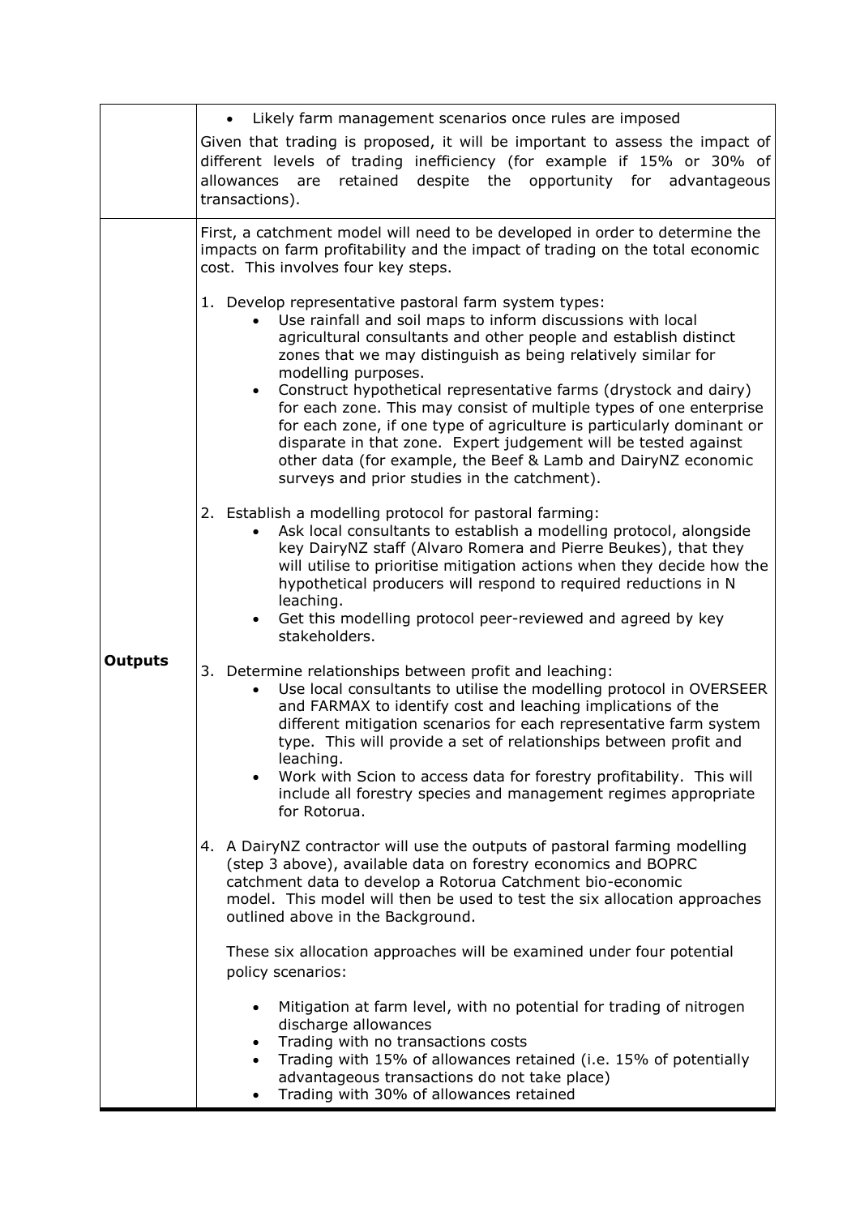| | |
|---|---|
| | • Likely farm management scenarios once rules are imposed<br><br>Given that trading is proposed, it will be important to assess the impact of different levels of trading inefficiency (for example if 15% or 30% of allowances are retained despite the opportunity for advantageous transactions). |
| **Outputs** | First, a catchment model will need to be developed in order to determine the impacts on farm profitability and the impact of trading on the total economic cost. This involves four key steps.<br><br>1. Develop representative pastoral farm system types:<br>• Use rainfall and soil maps to inform discussions with local agricultural consultants and other people and establish distinct zones that we may distinguish as being relatively similar for modelling purposes.<br>• Construct hypothetical representative farms (drystock and dairy) for each zone. This may consist of multiple types of one enterprise for each zone, if one type of agriculture is particularly dominant or disparate in that zone. Expert judgement will be tested against other data (for example, the Beef & Lamb and DairyNZ economic surveys and prior studies in the catchment).<br><br>2. Establish a modelling protocol for pastoral farming:<br>• Ask local consultants to establish a modelling protocol, alongside key DairyNZ staff (Alvaro Romera and Pierre Beukes), that they will utilise to prioritise mitigation actions when they decide how the hypothetical producers will respond to required reductions in N leaching.<br>• Get this modelling protocol peer-reviewed and agreed by key stakeholders.<br><br>3. Determine relationships between profit and leaching:<br>• Use local consultants to utilise the modelling protocol in OVERSEER and FARMAX to identify cost and leaching implications of the different mitigation scenarios for each representative farm system type. This will provide a set of relationships between profit and leaching.<br>• Work with Scion to access data for forestry profitability. This will include all forestry species and management regimes appropriate for Rotorua.<br><br>4. A DairyNZ contractor will use the outputs of pastoral farming modelling (step 3 above), available data on forestry economics and BOPRC catchment data to develop a Rotorua Catchment bio-economic model. This model will then be used to test the six allocation approaches outlined above in the Background.<br><br>These six allocation approaches will be examined under four potential policy scenarios:<br><br>• Mitigation at farm level, with no potential for trading of nitrogen discharge allowances<br>• Trading with no transactions costs<br>• Trading with 15% of allowances retained (i.e. 15% of potentially advantageous transactions do not take place)<br>• Trading with 30% of allowances retained |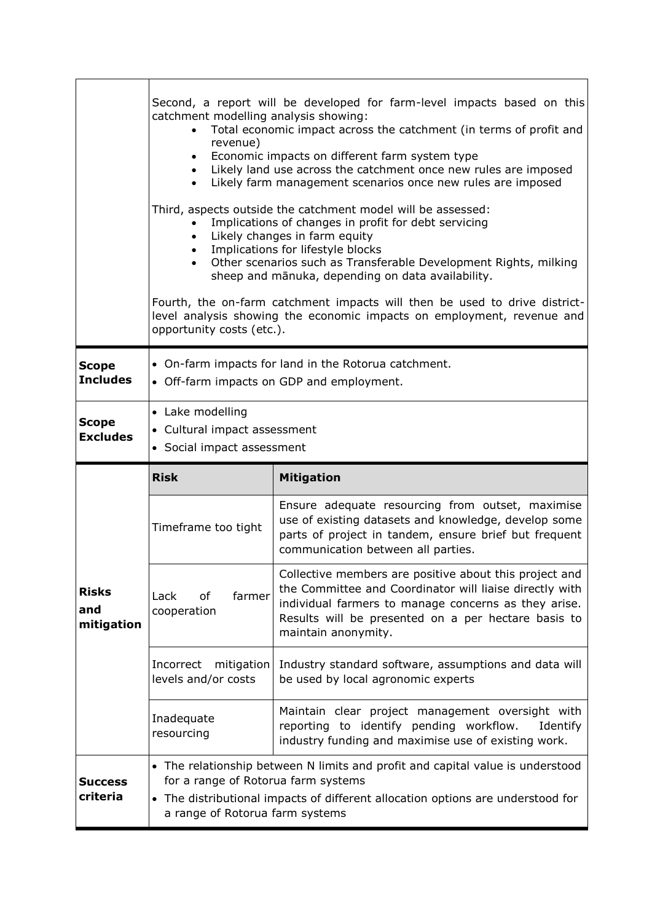| | | |
|---|---|---|
| | Second, a report will be developed for farm-level impacts based on this catchment modelling analysis showing:<br>• Total economic impact across the catchment (in terms of profit and revenue)<br>• Economic impacts on different farm system type<br>• Likely land use across the catchment once new rules are imposed<br>• Likely farm management scenarios once new rules are imposed<br><br>Third, aspects outside the catchment model will be assessed:<br>• Implications of changes in profit for debt servicing<br>• Likely changes in farm equity<br>• Implications for lifestyle blocks<br>• Other scenarios such as Transferable Development Rights, milking sheep and mānuka, depending on data availability.<br><br>Fourth, the on-farm catchment impacts will then be used to drive district-level analysis showing the economic impacts on employment, revenue and opportunity costs (etc.). | |
| **Scope Includes** | • On-farm impacts for land in the Rotorua catchment.<br>• Off-farm impacts on GDP and employment. | |
| **Scope Excludes** | • Lake modelling<br>• Cultural impact assessment<br>• Social impact assessment | |
| **Risks and mitigation** | **Risk** | **Mitigation** |
| | Timeframe too tight | Ensure adequate resourcing from outset, maximise use of existing datasets and knowledge, develop some parts of project in tandem, ensure brief but frequent communication between all parties. |
| | Lack of farmer cooperation | Collective members are positive about this project and the Committee and Coordinator will liaise directly with individual farmers to manage concerns as they arise. Results will be presented on a per hectare basis to maintain anonymity. |
| | Incorrect mitigation levels and/or costs | Industry standard software, assumptions and data will be used by local agronomic experts |
| | Inadequate resourcing | Maintain clear project management oversight with reporting to identify pending workflow. Identify industry funding and maximise use of existing work. |
| **Success criteria** | • The relationship between N limits and profit and capital value is understood for a range of Rotorua farm systems<br>• The distributional impacts of different allocation options are understood for a range of Rotorua farm systems | |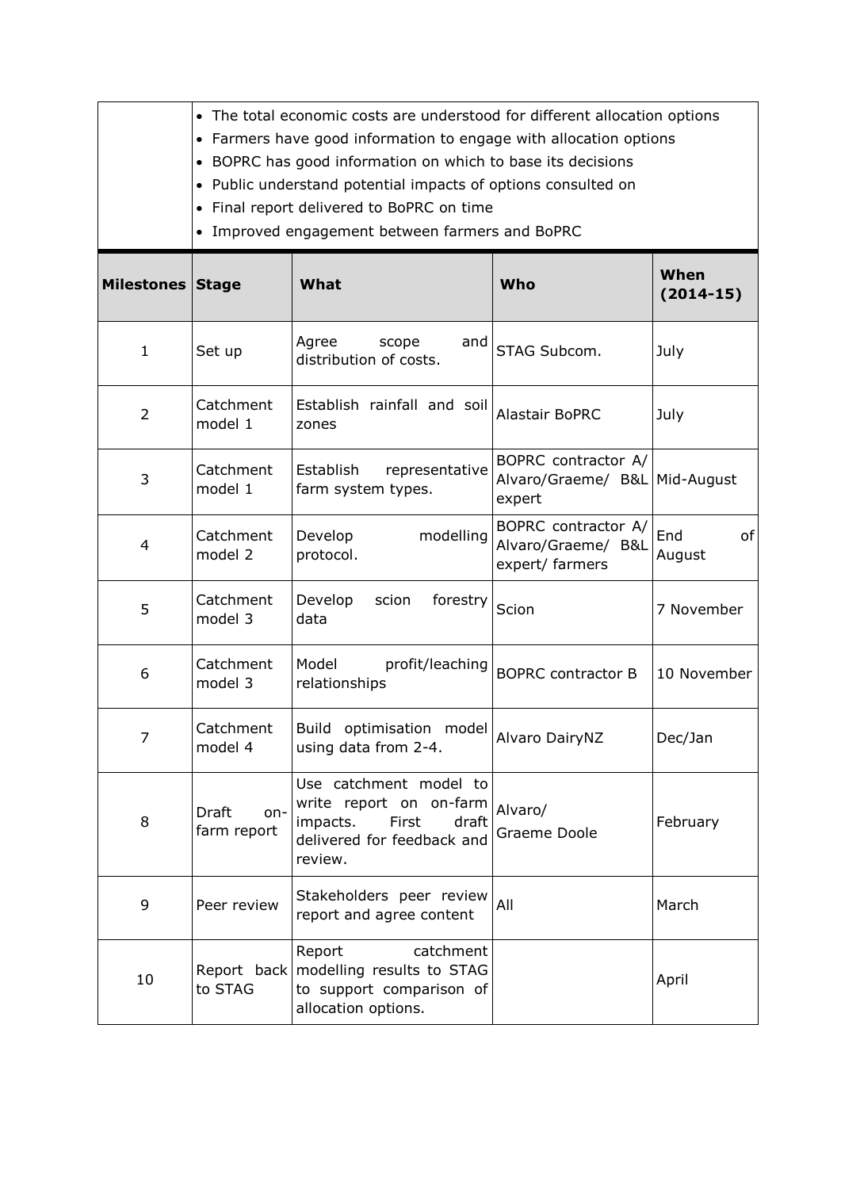| | • The total economic costs are understood for different allocation options<br>• Farmers have good information to engage with allocation options<br>• BOPRC has good information on which to base its decisions<br>• Public understand potential impacts of options consulted on<br>• Final report delivered to BoPRC on time<br>• Improved engagement between farmers and BoPRC | | | |
|---|---|---|---|---|
| **Milestones** | **Stage** | **What** | **Who** | **When (2014-15)** |
| 1 | Set up | Agree scope and distribution of costs. | STAG Subcom. | July |
| 2 | Catchment model 1 | Establish rainfall and soil zones | Alastair BoPRC | July |
| 3 | Catchment model 1 | Establish representative farm system types. | BOPRC contractor A/ Alvaro/Graeme/ B&L expert | Mid-August |
| 4 | Catchment model 2 | Develop modelling protocol. | BOPRC contractor A/ Alvaro/Graeme/ B&L expert/ farmers | End of August |
| 5 | Catchment model 3 | Develop scion forestry data | Scion | 7 November |
| 6 | Catchment model 3 | Model profit/leaching relationships | BOPRC contractor B | 10 November |
| 7 | Catchment model 4 | Build optimisation model using data from 2-4. | Alvaro DairyNZ | Dec/Jan |
| 8 | Draft on-farm report | Use catchment model to write report on on-farm impacts. First draft delivered for feedback and review. | Alvaro/ Graeme Doole | February |
| 9 | Peer review | Stakeholders peer review report and agree content | All | March |
| 10 | Report back to STAG | Report catchment modelling results to STAG to support comparison of allocation options. | | April |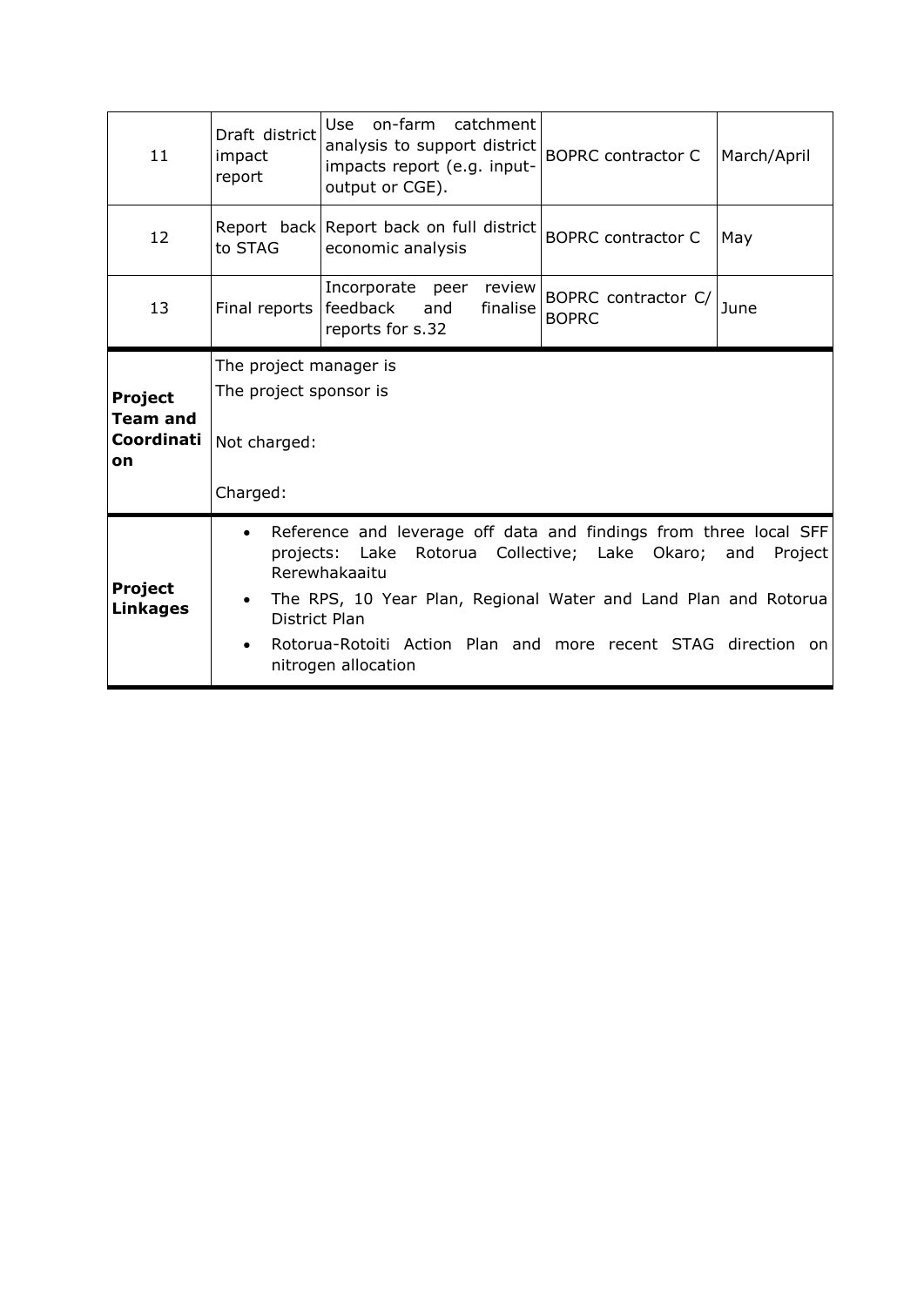| | | | | |
|---|---|---|---|---|
| 11 | Draft district impact report | Use on-farm catchment analysis to support district impacts report (e.g. input-output or CGE). | BOPRC contractor C | March/April |
| 12 | Report back to STAG | Report back on full district economic analysis | BOPRC contractor C | May |
| 13 | Final reports | Incorporate peer review feedback and finalise reports for s.32 | BOPRC contractor C/ BOPRC | June |

| | |
|---|---|
| **Project Team and Coordination** | The project manager is<br>The project sponsor is<br><br>Not charged:<br><br>Charged: |
| **Project Linkages** | • Reference and leverage off data and findings from three local SFF projects: Lake Rotorua Collective; Lake Okaro; and Project Rerewhakaaitu<br>• The RPS, 10 Year Plan, Regional Water and Land Plan and Rotorua District Plan<br>• Rotorua-Rotoiti Action Plan and more recent STAG direction on nitrogen allocation |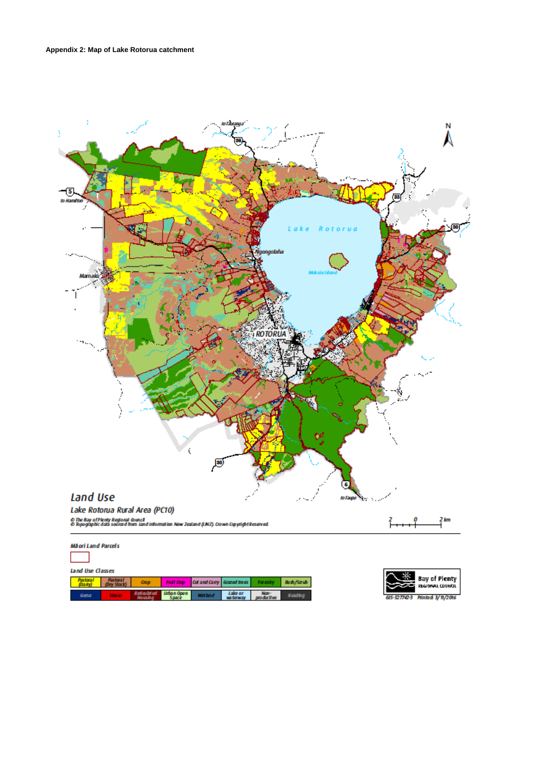**Appendix 2: Map of Lake Rotorua catchment**

to Tauranga

36

5

to Hamilton

33

30

Lake Rotorua

Ngongotaha

Mokoia Island

Mamaku

ROTORUA

30

5

to Taupo

N

Land Use

Lake Rotorua Rural Area (PC10)

© The Bay of Plenty Regional Council
© Topographic data sourced from Land Information New Zealand (LINZ). Crown Copyright Reserved.

2 0 2 km

Māori Land Parcels

Land Use Classes

Pastoral (Dairy)
Pastoral (Dry Stock)
Crop
Fruit Crop
Cut and Carry
Grazed trees
Forestry
Bush/Scrub
Gorse
House
Reticulated Housing
Urban Open Space
Wetland
Lake or waterway
Non-productive
Roading

Bay of Plenty REGIONAL COUNCIL

GIS-527742-3 Printed: 3/11/2016